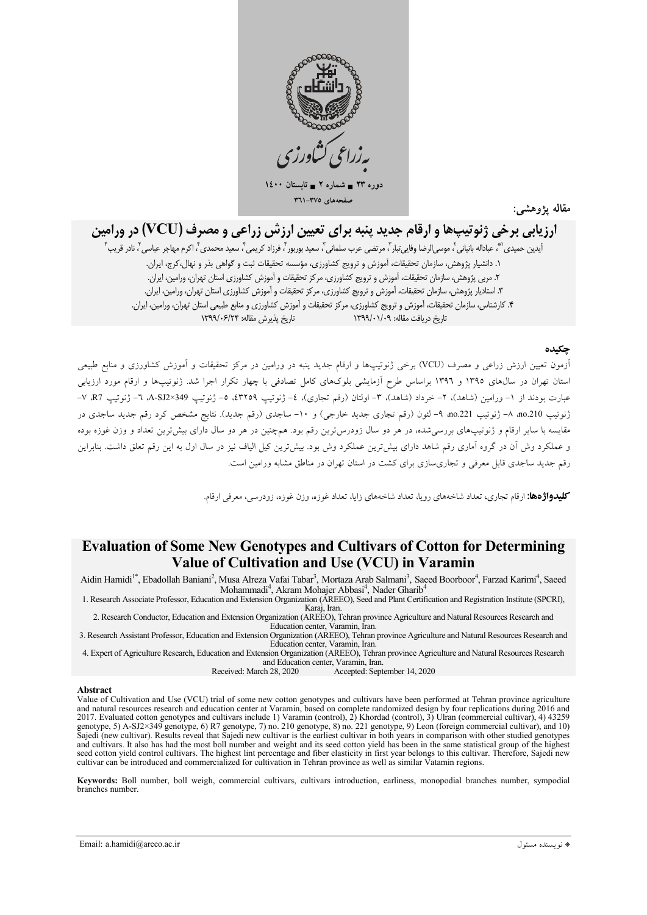مقاله پژوهشی:

# ارزیابی برخی ژنوتیپ‌ها و ارقام جدید پنبه برای تعیین ارزش زراعی و مصرف (VCU) در ورامین

آیدین حمیدی[1*]، عباداله بانیانی[2]، موسی‌الرضا وفایی‌تبار[3]، مرتضی عرب سلمانی[3]، سعید بوربور[4]، فرزاد کریمی[4]، سعید محمدی[4]، اکرم مهاجر عباسی[4]، نادر قریب[4]

۱. دانشیار پژوهش، سازمان تحقیقات، آموزش و ترویج کشاورزی، مؤسسه تحقیقات ثبت و گواهی بذر و نهال،کرج، ایران.

۲. مربی پژوهش، سازمان تحقیقات، آموزش و ترویج کشاورزی، مرکز تحقیقات و آموزش کشاورزی استان تهران، ورامین، ایران.

۳. استادیار پژوهش، سازمان تحقیقات، آموزش و ترویج کشاورزی، مرکز تحقیقات و آموزش کشاورزی استان تهران، ورامین، ایران.

۴. کارشناس، سازمان تحقیقات، آموزش و ترویج کشاورزی، مرکز تحقیقات و آموزش کشاورزی و منابع طبیعی استان تهران، ورامین، ایران.

تاریخ دریافت مقاله: ۱۳۹۹/۰۱/۰۹ تاریخ پذیرش مقاله: ۱۳۹۹/۰۶/۲۴

## چکیده

آزمون تعیین ارزش زراعی و مصرف (VCU) برخی ژنوتیپ‌ها و ارقام جدید پنبه در ورامین در مرکز تحقیقات و آموزش کشاورزی و منابع طبیعی استان تهران در سال‌های ۱۳۹۵ و ۱۳۹۶ براساس طرح آزمایشی بلوک‌های کامل تصادفی با چهار تکرار اجرا شد. ژنوتیپ‌ها و ارقام مورد ارزیابی عبارت بودند از ۱- ورامین (شاهد)، ۲- خرداد (شاهد)، ۳- اولتان (رقم تجاری)، ٤- ژنوتیپ ٤٣٢٥٩، ٥- ژنوتیپ A-SJ2×349، ٦- ژنوتیپ R7، ٧- ژنوتیپ no.210، ٨- ژنوتیپ no.221، ٩- لئون (رقم تجاری جدید خارجی) و ١٠- ساجدی (رقم جدید). نتایج مشخص کرد رقم جدید ساجدی در مقایسه با سایر ارقام و ژنوتیپ‌های بررسی‌شده، در هر دو سال زودرس‌ترین رقم بود. همچنین در هر دو سال دارای بیش‌ترین تعداد و وزن غوزه بوده و عملکرد وش آن در گروه آماری رقم شاهد دارای بیش‌ترین عملکرد وش بود. بیش‌ترین کیل الیاف نیز در سال اول به این رقم تعلق داشت. بنابراین رقم جدید ساجدی قابل معرفی و تجاری‌سازی برای کشت در استان تهران در مناطق مشابه ورامین است.

**کلیدواژه‌ها:** ارقام تجاری، تعداد شاخه‌های رویا، تعداد شاخه‌های زایا، تعداد غوزه، وزن غوزه، زودرسی، معرفی ارقام.

# Evaluation of Some New Genotypes and Cultivars of Cotton for Determining Value of Cultivation and Use (VCU) in Varamin

Aidin Hamidi[1*], Ebadollah Baniani[2], Musa Alreza Vafai Tabar[3], Mortaza Arab Salmani[3], Saeed Boorboor[4], Farzad Karimi[4], Saeed Mohammadi[4], Akram Mohajer Abbasi[4], Nader Gharib[4]

1. Research Associate Professor, Education and Extension Organization (AREEO), Seed and Plant Certification and Registration Institute (SPCRI), Karaj, Iran.

2. Research Conductor, Education and Extension Organization (AREEO), Tehran province Agriculture and Natural Resources Research and Education center, Varamin, Iran.

3. Research Assistant Professor, Education and Extension Organization (AREEO), Tehran province Agriculture and Natural Resources Research and Education center, Varamin, Iran.

4. Expert of Agriculture Research, Education and Extension Organization (AREEO), Tehran province Agriculture and Natural Resources Research and Education center, Varamin, Iran.

Received: March 28, 2020 Accepted: September 14, 2020

## Abstract

Value of Cultivation and Use (VCU) trial of some new cotton genotypes and cultivars have been performed at Tehran province agriculture and natural resources research and education center at Varamin, based on complete randomized design by four replications during 2016 and 2017. Evaluated cotton genotypes and cultivars include 1) Varamin (control), 2) Khordad (control), 3) Ulran (commercial cultivar), 4) 43259 genotype, 5) A-SJ2×349 genotype, 6) R7 genotype, 7) no. 210 genotype, 8) no. 221 genotype, 9) Leon (foreign commercial cultivar), and 10) Sajedi (new cultivar). Results reveal that Sajedi new cultivar is the earliest cultivar in both years in comparison with other studied genotypes and cultivars. It also has had the most boll number and weight and its seed cotton yield has been in the same statistical group of the highest seed cotton yield control cultivars. The highest lint percentage and fiber elasticity in first year belongs to this cultivar. Therefore, Sajedi new cultivar can be introduced and commercialized for cultivation in Tehran province as well as similar Vatamin regions.

**Keywords:** Boll number, boll weigh, commercial cultivars, cultivars introduction, earliness, monopodial branches number, sympodial branches number.

Email: a.hamidi@areeo.ac.ir

* نویسنده مسئول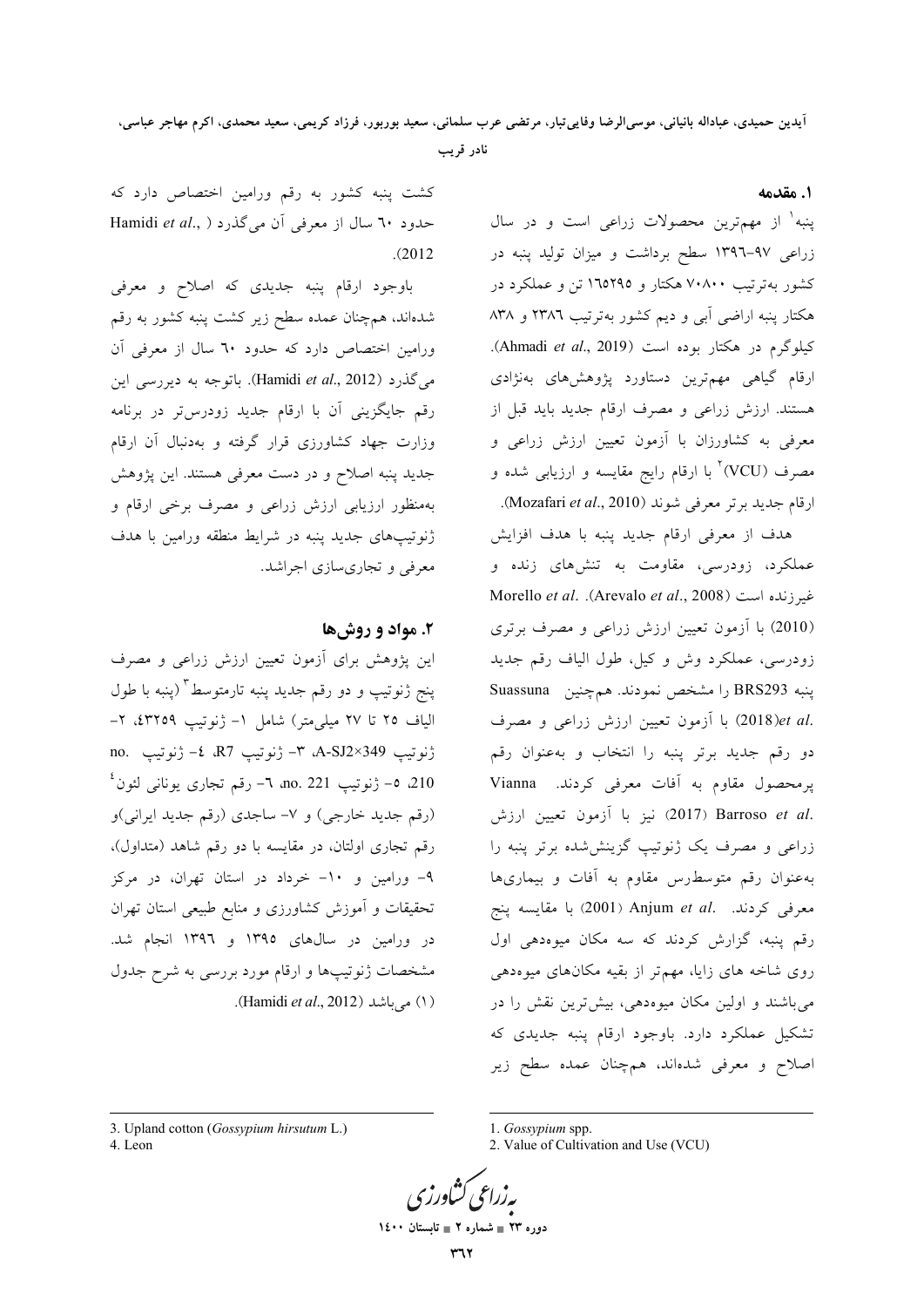## ۱. مقدمه

پنبه[1] از مهم‌ترین محصولات زراعی است و در سال زراعی ۹۷-۱۳۹۶ سطح برداشت و میزان تولید پنبه در کشور به‌ترتیب ۷۰۸۰۰ هکتار و ۱۶۵۲۹۵ تن و عملکرد در هکتار پنبه اراضی آبی و دیم کشور به‌ترتیب ۲۳۸۶ و ۸۳۸ کیلوگرم در هکتار بوده است (Ahmadi *et al.*, 2019). ارقام گیاهی مهم‌ترین دستاورد پژوهش‌های به‌نژادی هستند. ارزش زراعی و مصرف ارقام جدید باید قبل از معرفی به کشاورزان با آزمون تعیین ارزش زراعی و مصرف (VCU)[2] با ارقام رایج مقایسه و ارزیابی شده و ارقام جدید برتر معرفی شوند (Mozafari *et al.*, 2010).

هدف از معرفی ارقام جدید پنبه با هدف افزایش عملکرد، زودرسی، مقاومت به تنش‌های زنده و غیرزنده است (Arevalo *et al.*, 2008). Morello *et al.* (2010) با آزمون تعیین ارزش زراعی و مصرف برتری زودرسی، عملکرد وش و کیل، طول الیاف رقم جدید پنبه BRS293 را مشخص نمودند. هم‌چنین Suassuna *et al.* (2018) با آزمون تعیین ارزش زراعی و مصرف دو رقم جدید برتر پنبه را انتخاب و به‌عنوان رقم پرمحصول مقاوم به آفات معرفی کردند. Vianna Barroso *et al.* (2017) نیز با آزمون تعیین ارزش زراعی و مصرف یک ژنوتیپ گزینش‌شده برتر پنبه را به‌عنوان رقم متوسط‌رس مقاوم به آفات و بیماری‌ها معرفی کردند. Anjum *et al.* (2001) با مقایسه پنج رقم پنبه، گزارش کردند که سه مکان میوه‌دهی اول روی شاخه های زایا، مهم‌تر از بقیه مکان‌های میوه‌دهی می‌باشند و اولین مکان میوه‌دهی، بیش‌ترین نقش را در تشکیل عملکرد دارد. باوجود ارقام پنبه جدیدی که اصلاح و معرفی شده‌اند، هم‌چنان عمده سطح زیر کشت پنبه کشور به رقم ورامین اختصاص دارد که حدود ۶۰ سال از معرفی آن می‌گذرد (Hamidi *et al.*, 2012).

باوجود ارقام پنبه جدیدی که اصلاح و معرفی شده‌اند، هم‌چنان عمده سطح زیر کشت پنبه کشور به رقم ورامین اختصاص دارد که حدود ۶۰ سال از معرفی آن می‌گذرد (Hamidi *et al.*, 2012). باتوجه به دیررسی این رقم جایگزینی آن با ارقام جدید زودرس‌تر در برنامه وزارت جهاد کشاورزی قرار گرفته و به‌دنبال آن ارقام جدید پنبه اصلاح و در دست معرفی هستند. این پژوهش به‌منظور ارزیابی ارزش زراعی و مصرف برخی ارقام و ژنوتیپ‌های جدید پنبه در شرایط منطقه ورامین با هدف معرفی و تجاری‌سازی اجراشد.

## ۲. مواد و روش‌ها

این پژوهش برای آزمون تعیین ارزش زراعی و مصرف پنج ژنوتیپ و دو رقم جدید پنبه تارمتوسط[3] (پنبه با طول الیاف ۲۵ تا ۲۷ میلی‌متر) شامل ۱- ژنوتیپ ۴۳۲۵۹، ۲- ژنوتیپ A-SJ2×349، ۳- ژنوتیپ R7، ۴- ژنوتیپ no. 210، ۵- ژنوتیپ no. 221، ۶- رقم تجاری یونانی لئون[4] (رقم جدید خارجی) و ۷- ساجدی (رقم جدید ایرانی)و رقم تجاری اولتان، در مقایسه با دو رقم شاهد (متداول)، ۹- ورامین و ۱۰- خرداد در استان تهران، در مرکز تحقیقات و آموزش کشاورزی و منابع طبیعی استان تهران ورامین در سال‌های ۱۳۹۵ و ۱۳۹۶ انجام شد. مشخصات ژنوتیپ‌ها و ارقام مورد بررسی به شرح جدول (۱) می‌باشد (Hamidi *et al.*, 2012).

---

1. *Gossypium* spp.
2. Value of Cultivation and Use (VCU)
3. Upland cotton (*Gossypium hirsutum* L.)
4. Leon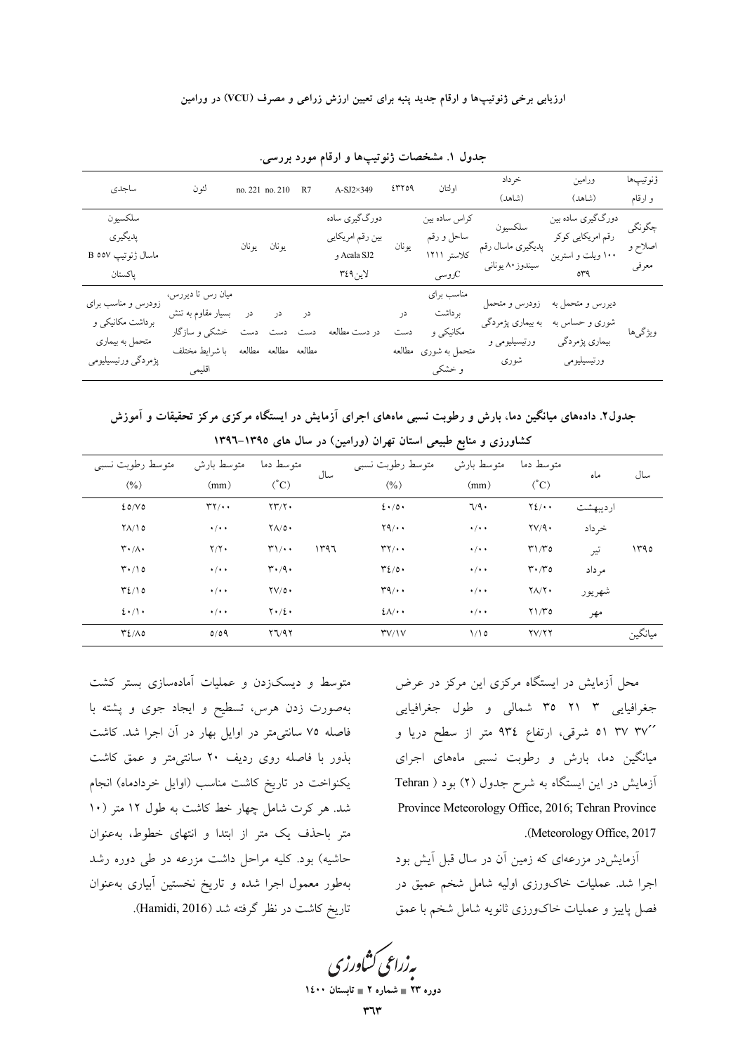جدول ۱. مشخصات ژنوتیپ‌ها و ارقام مورد بررسی.

| ژنوتیپ‌ها و ارقام | ورامین (شاهد) | خرداد (شاهد) | اولتان | ٤٣٢٥٩ | A-SJ2×349 | R7 | no. 210 | no. 221 | لئون | ساجدی |
|---|---|---|---|---|---|---|---|---|---|---|
| چگونگی اصلاح و معرفی | دورگ‌گیری ساده بین رقم امریکایی کوکر ۱۰۰ ویلت و استرین ٥٣٩ | سلکسیون پدیگری ماسال رقم سیندوز ۸۰ یونانی | کراس ساده بین ساحل و رقم کلاستر ۱۲۱۱ روسی C | یونان | دورگ‌گیری ساده بین رقم امریکایی Acala SJ2 و لاین ۳٤۹ | | یونان | یونان | | سلکسیون پدیگری ماسال ژنوتیپ B ٥٥٧ پاکستان |
| ویژگی‌ها | دیررس و متحمل به شوری و حساس به بیماری پژمردگی ورتیسیلیومی | زودرس و متحمل به بیماری پژمردگی ورتیسیلیومی و شوری | مناسب برای برداشت مکانیکی و متحمل به شوری و خشکی | در دست مطالعه | در دست مطالعه | در دست مطالعه | در دست مطالعه | در دست مطالعه | میان رس تا دیررس، بسیار مقاوم به تنش خشکی و سازگار با شرایط مختلف اقلیمی | زودرس و مناسب برای برداشت مکانیکی و متحمل به بیماری پژمردگی ورتیسیلیومی |

جدول۲. داده‌های میانگین دما، بارش و رطوبت نسبی ماه‌های اجرای آزمایش در ایستگاه مرکزی مرکز تحقیقات و آموزش کشاورزی و منابع طبیعی استان تهران (ورامین) در سال های ۱۳۹۵-۱۳۹٦

| سال | ماه | متوسط دما ($^{\circ}$C) | متوسط بارش (mm) | متوسط رطوبت نسبی (%) | سال | متوسط دما ($^{\circ}$C) | متوسط بارش (mm) | متوسط رطوبت نسبی (%) |
|---|---|---|---|---|---|---|---|---|
| ۱۳۹٥ | اردیبهشت | ۲٤/۰۰ | ٦/۹۰ | ٤۰/٥۰ | ۱۳۹٦ | ۲۳/۲۰ | ۳۲/۰۰ | ٤٥/۷٥ |
| | خرداد | ۲۷/۹۰ | ۰/۰۰ | ۲۹/۰۰ | | ۲۸/٥۰ | ۰/۰۰ | ۲۸/۱٥ |
| | تیر | ۳۱/۳٥ | ۰/۰۰ | ۳۲/۰۰ | | ۳۱/۰۰ | ۲/۲۰ | ۳۰/۸۰ |
| | مرداد | ۳۰/۳٥ | ۰/۰۰ | ۳٤/٥۰ | | ۳۰/۹۰ | ۰/۰۰ | ۳۰/۱٥ |
| | شهریور | ۲۸/۲۰ | ۰/۰۰ | ۳۹/۰۰ | | ۲۷/٥۰ | ۰/۰۰ | ۳٤/۱٥ |
| | مهر | ۲۱/۳٥ | ۰/۰۰ | ٤۸/۰۰ | | ۲۰/٤۰ | ۰/۰۰ | ٤۰/۱۰ |
| میانگین | | ۲۷/۲۲ | ۱/۱٥ | ۳۷/۱۷ | | ۲٦/۹۲ | ٥/٥۹ | ۳٤/۸٥ |

محل آزمایش در ایستگاه مرکزی این مرکز در عرض جغرافیایی ۳ ۲۱ ۳٥ شمالی و طول جغرافیایی ″۳۷ ۳۷ ٥۱ شرقی، ارتفاع ۹۳٤ متر از سطح دریا و میانگین دما، بارش و رطوبت نسبی ماه‌های اجرای آزمایش در این ایستگاه به شرح جدول (۲) بود (Tehran Province Meteorology Office, 2016; Tehran Province Meteorology Office, 2017).

آزمایش‌در مزرعه‌ای که زمین آن در سال قبل آیش بود اجرا شد. عملیات خاک‌ورزی اولیه شامل شخم عمیق در فصل پاییز و عملیات خاک‌ورزی ثانویه شامل شخم با عمق متوسط و دیسک‌زدن و عملیات آماده‌سازی بستر کشت به‌صورت زدن هرس، تسطیح و ایجاد جوی و پشته با فاصله ۷٥ سانتی‌متر در اوایل بهار در آن اجرا شد. کاشت بذور با فاصله روی ردیف ۲۰ سانتی‌متر و عمق کاشت یکنواخت در تاریخ کاشت مناسب (اوایل خردادماه) انجام شد. هر کرت شامل چهار خط کاشت به طول ۱۲ متر (۱۰ متر باحذف یک متر از ابتدا و انتهای خطوط، به‌عنوان حاشیه) بود. کلیه مراحل داشت مزرعه در طی دوره رشد به‌طور معمول اجرا شده و تاریخ نخستین آبیاری به‌عنوان تاریخ کاشت در نظر گرفته شد (Hamidi, 2016).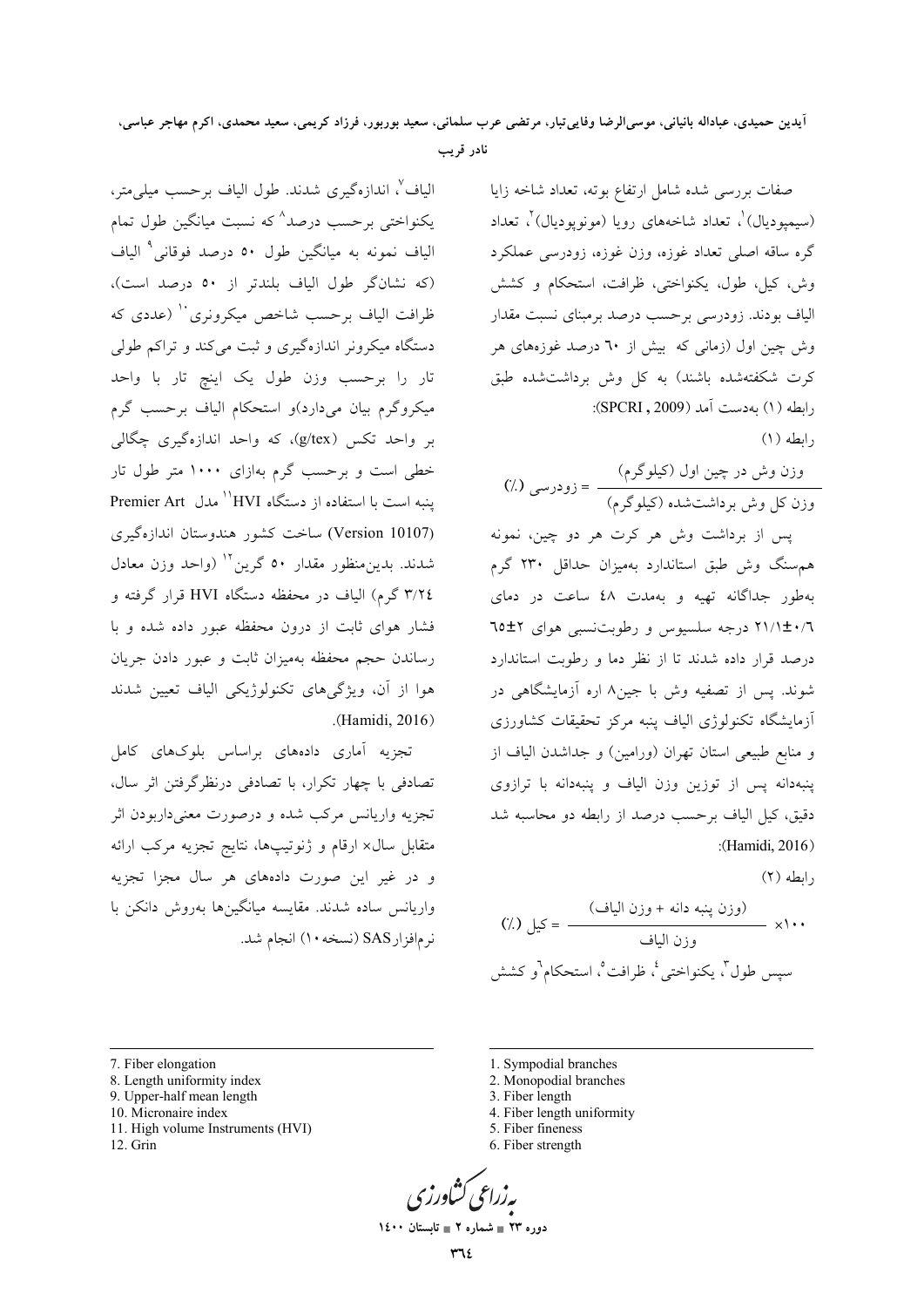صفات بررسی شده شامل ارتفاع بوته، تعداد شاخه زایا (سیمپودیال)[1]، تعداد شاخه‌های رویا (مونوپودیال)[2]، تعداد گره ساقه اصلی تعداد غوزه، وزن غوزه، زودرسی عملکرد وش، کیل، طول، یکنواختی، ظرافت، استحکام و کشش الیاف بودند. زودرسی برحسب درصد برمبنای نسبت مقدار وش چین اول (زمانی که بیش از ۶۰ درصد غوزه‌های هر کرت شکفته‌شده باشند) به کل وش برداشت‌شده طبق رابطه (۱) به‌دست آمد (SPCRI , 2009):

رابطه (۱)

$$\text{زودرسی (٪)} = \frac{\text{وزن وش در چین اول (کیلوگرم)}}{\text{وزن کل وش برداشت‌شده (کیلوگرم)}}$$

پس از برداشت وش هر کرت هر دو چین، نمونه هم‌سنگ وش طبق استاندارد به‌میزان حداقل ۲۳۰ گرم به‌طور جداگانه تهیه و به‌مدت ۴۸ ساعت در دمای ۰/۶±۲۱/۱ درجه سلسیوس و رطوبت‌نسبی هوای ۲±۶۵ درصد قرار داده شدند تا از نظر دما و رطوبت استاندارد شوند. پس از تصفیه وش با جین۸ اره آزمایشگاهی در آزمایشگاه تکنولوژی الیاف پنبه مرکز تحقیقات کشاورزی و منابع طبیعی استان تهران (ورامین) و جداشدن الیاف از پنبه‌دانه پس از توزین وزن الیاف و پنبه‌دانه با ترازوی دقیق، کیل الیاف برحسب درصد از رابطه دو محاسبه شد (Hamidi, 2016):

رابطه (۲)

$$\text{کیل (٪)} = \frac{\text{(وزن پنبه دانه + وزن الیاف)}}{\text{وزن الیاف}} \times ۱۰۰$$

سپس طول[3]، یکنواختی[4]، ظرافت[5]، استحکام[6] و کشش الیاف[7]، اندازه‌گیری شدند. طول الیاف برحسب میلی‌متر، یکنواختی برحسب درصد[8] که نسبت میانگین طول تمام الیاف نمونه به میانگین طول ۵۰ درصد فوقانی[9] الیاف (که نشان‌گر طول الیاف بلندتر از ۵۰ درصد است)، ظرافت الیاف برحسب شاخص میکرونری[10] (عددی که دستگاه میکرونر اندازه‌گیری و ثبت می‌کند و تراکم طولی تار را برحسب وزن طول یک اینچ تار با واحد میکروگرم بیان می‌دارد)و استحکام الیاف برحسب گرم بر واحد تکس (g/tex)، که واحد اندازه‌گیری چگالی خطی است و برحسب گرم به‌ازای ۱۰۰۰ متر طول تار پنبه است با استفاده از دستگاه HVI[11] مدل Premier Art (Version 10107) ساخت کشور هندوستان اندازه‌گیری شدند. بدین‌منظور مقدار ۵۰ گرین[12] (واحد وزن معادل ۳/۲۴ گرم) الیاف در محفظه دستگاه HVI قرار گرفته و فشار هوای ثابت از درون محفظه عبور داده شده و با رساندن حجم محفظه به‌میزان ثابت و عبور دادن جریان هوا از آن، ویژگی‌های تکنولوژیکی الیاف تعیین شدند (Hamidi, 2016).

تجزیه آماری داده‌ها براساس بلوک‌های کامل تصادفی با چهار تکرار، با تصادفی درنظرگرفتن اثر سال، تجزیه واریانس مرکب شده و درصورت معنی‌داربودن اثر متقابل سال× ارقام و ژنوتیپ‌ها، نتایج تجزیه مرکب ارائه و در غیر این صورت داده‌های هر سال مجزا تجزیه واریانس ساده شدند. مقایسه میانگین‌ها به‌روش دانکن با نرم‌افزارSAS (نسخه۱۰) انجام شد.

---

1. Sympodial branches
2. Monopodial branches
3. Fiber length
4. Fiber length uniformity
5. Fiber fineness
6. Fiber strength
7. Fiber elongation
8. Length uniformity index
9. Upper-half mean length
10. Micronaire index
11. High volume Instruments (HVI)
12. Grin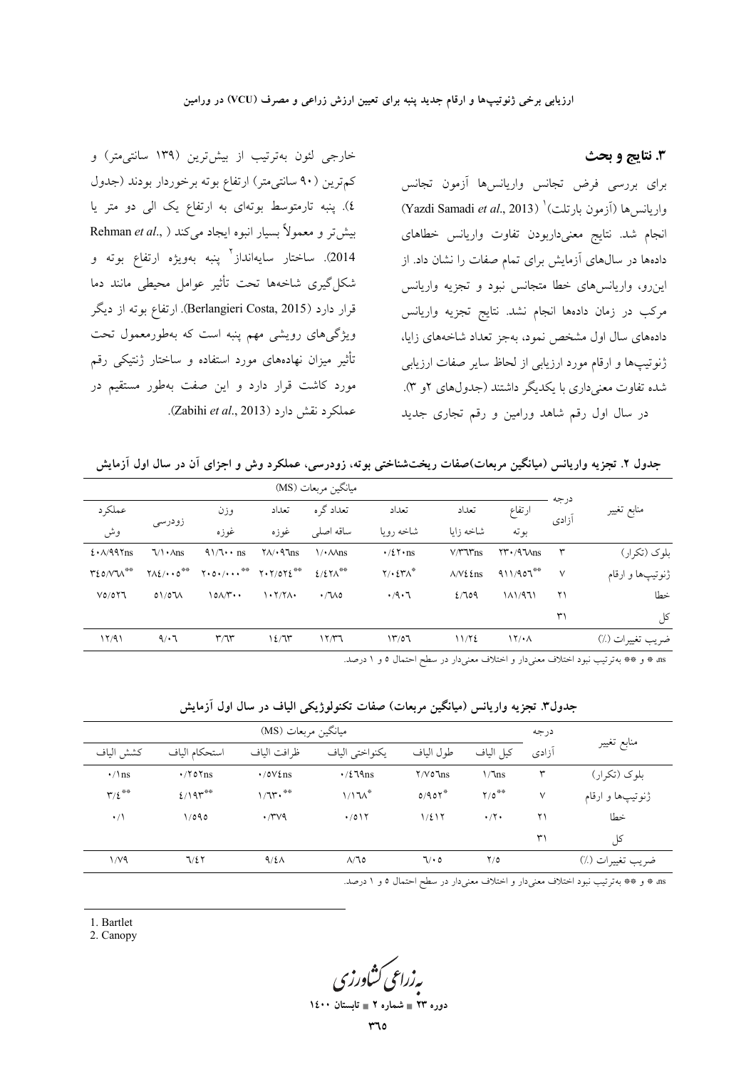## ۳. نتایج و بحث

برای بررسی فرض تجانس واریانس‌ها آزمون تجانس واریانس‌ها (آزمون بارتلت)[1] (Yazdi Samadi *et al*., 2013) انجام شد. نتایج معنی‌داربودن تفاوت واریانس خطاهای داده‌ها در سال‌های آزمایش برای تمام صفات را نشان داد. از این‌رو، واریانس‌های خطا متجانس نبود و تجزیه واریانس مرکب در زمان داده‌ها انجام نشد. نتایج تجزیه واریانس داده‌های سال اول مشخص نمود، به‌جز تعداد شاخه‌های زایا، ژنوتیپ‌ها و ارقام مورد ارزیابی از لحاظ سایر صفات ارزیابی شده تفاوت معنی‌داری با یکدیگر داشتند (جدول‌های ۲ و ۳).

در سال اول رقم شاهد ورامین و رقم تجاری جدید خارجی لئون به‌ترتیب از بیش‌ترین (۱۳۹ سانتی‌متر) و کم‌ترین (۹۰ سانتی‌متر) ارتفاع بوته برخوردار بودند (جدول ٤). پنبه تارمتوسط بوته‌ای به ارتفاع یک الی دو متر یا بیش‌تر و معمولاً بسیار انبوه ایجاد می‌کند (Rehman *et al*., 2014). ساختار سایه‌انداز[2] پنبه به‌ویژه ارتفاع بوته و شکل‌گیری شاخه‌ها تحت تأثیر عوامل محیطی مانند دما قرار دارد (Berlangieri Costa, 2015). ارتفاع بوته از دیگر ویژگی‌های رویشی مهم پنبه است که به‌طورمعمول تحت تأثیر میزان نهاده‌های مورد استفاده و ساختار ژنتیکی رقم مورد کاشت قرار دارد و این صفت به‌طور مستقیم در عملکرد نقش دارد (Zabihi *et al*., 2013).

**جدول ۲. تجزیه واریانس (میانگین مربعات)صفات ریخت‌شناختی بوته، زودرسی، عملکرد وش و اجزای آن در سال اول آزمایش**

| منابع تغییر | درجه آزادی | میانگین مربعات (MS) ارتفاع بوته | تعداد شاخه زایا | تعداد شاخه رویا | تعداد گره ساقه اصلی | تعداد غوزه | وزن غوزه | زودرسی | عملکرد وش |
|---|---|---|---|---|---|---|---|---|---|
| بلوک (تکرار) | ۳ | ۲۳۰/۹٦۸ns | ۷/۳٦۳ns | ۰/٤۲۰ns | ۱/۰۸۸ns | ۲۸/۰۹٦ns | ۹۱/٦۰۰ ns | ٦/۱۰۸ns | ٤۰۸/۹۹۲ns |
| ژنوتیپ‌ها و ارقام | ۷ | ۹۱۱/۹٥٦** | ۸/۷٤٤ns | ۲/۰٤۳۸* | ٤/٤۲۸** | ۲۰۲/٥۲٤** | ۲۰۰٥۰/۰۰۰** | ۲۸٤/۰۰٥** | ۳٤٥/۷٦۸** |
| خطا | ۲۱ | ۱۸۱/۹٦۱ | ٤/٦٥۹ | ۰/۹۰٦ | ۰/٦۸٥ | ۱۰۲/۲۸۰ | ۱٥۸/۳۰۰ | ٥۱/٥٦۸ | ۷٥/٥۲٦ |
| کل | ۳۱ | | | | | | | | |
| ضریب تغییرات (٪) | | ۱۲/۰۸ | ۱۱/۲٤ | ۱۳/٥٦ | ۱۲/۳٦ | ۱٤/٦۳ | ۳/٦۳ | ۹/۰٦ | ۱۲/۹۱ |

ns، * و ** به‌ترتیب نبود اختلاف معنی‌دار و اختلاف معنی‌دار در سطح احتمال ٥ و ۱ درصد.

**جدول۳. تجزیه واریانس (میانگین مربعات) صفات تکنولوژیکی الیاف در سال اول آزمایش**

| منابع تغییر | درجه آزادی | میانگین مربعات (MS) کیل الیاف | طول الیاف | یکنواختی الیاف | ظرافت الیاف | استحکام الیاف | کشش الیاف |
|---|---|---|---|---|---|---|---|
| بلوک (تکرار) | ۳ | ۱/٦ns | ۲/۷٥٦ns | ۰/٤٦۹ns | ۰/٥۷٤ns | ۰/۲٥۲ns | ۰/۱ns |
| ژنوتیپ‌ها و ارقام | ۷ | ۲/٥** | ٥/۹٥۲* | ۱/۱٦۸* | ۱/٦۳۰** | ٤/۱۹۳** | ۳/٤** |
| خطا | ۲۱ | ۰/۲۰ | ۱/٤۱۲ | ۰/٥۱۲ | ۰/۳۷۹ | ۱/٥۹٥ | ۰/۱ |
| کل | ۳۱ | | | | | | |
| ضریب تغییرات (٪) | | ۲/٥ | ٦/۰٥ | ۸/٦٥ | ۹/٤۸ | ٦/٤۲ | ۱/۷۹ |

ns، * و ** به‌ترتیب نبود اختلاف معنی‌دار و اختلاف معنی‌دار در سطح احتمال ٥ و ۱ درصد.

---

1. Bartlet
2. Canopy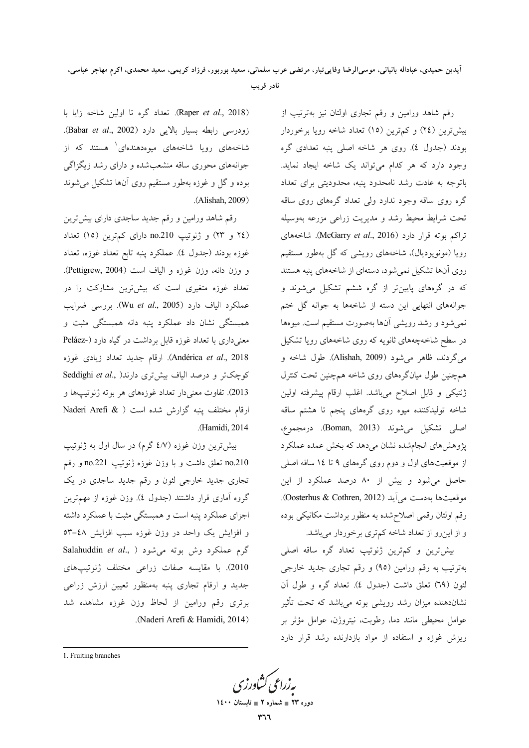رقم شاهد ورامین و رقم تجاری اولتان نیز به‌ترتیب از بیش‌ترین (۲٤) و کم‌ترین (۱۵) تعداد شاخه رویا برخوردار بودند (جدول ٤). روی هر شاخه اصلی پنبه تعدادی گره وجود دارد که هر کدام می‌تواند یک شاخه ایجاد نماید. باتوجه به عادت رشد نامحدود پنبه، محدودیتی برای تعداد گره روی ساقه وجود ندارد ولی تعداد گره‌های روی ساقه تحت شرایط محیط رشد و مدیریت زراعی مزرعه به‌وسیله تراکم بوته قرار دارد (McGarry *et al*., 2016). شاخه‌های رویا (مونوپودیال)، شاخه‌های رویشی که گل به‌طور مستقیم روی آن‌ها تشکیل نمی‌شود، دسته‌ای از شاخه‌های پنبه هستند که در گره‌های پایین‌تر از گره ششم تشکیل می‌شوند و جوانه‌های انتهایی این دسته از شاخه‌ها به جوانه گل ختم نمی‌شود و رشد رویشی آن‌ها به‌صورت مستقیم است. میوه‌ها در سطح شاخه‌چه‌های ثانویه که روی شاخه‌های رویا تشکیل می‌گردند، ظاهر می‌شود (Alishah, 2009). طول شاخه و هم‌چنین طول میان‌گره‌های روی شاخه هم‌چنین تحت کنترل ژنتیکی و قابل اصلاح می‌باشد. اغلب ارقام پیشرفته اولین شاخه تولیدکننده میوه روی گره‌های پنجم تا هشتم ساقه اصلی تشکیل می‌شوند (Boman, 2013). درمجموع، پژوهش‌های انجام‌شده نشان می‌دهد که بخش عمده عملکرد از موقعیت‌های اول و دوم روی گره‌های ۹ تا ۱٤ ساقه اصلی حاصل می‌شود و بیش از ۸۰ درصد عملکرد از این موقعیت‌ها به‌دست می‌آید (Oosterhus & Cothren, 2012). رقم اولتان رقمی اصلاح‌شده به منظور برداشت مکانیکی بوده و از این‌رو از تعداد شاخه کم‌تری برخوردار می‌باشد.

بیش‌ترین و کم‌ترین ژنوتیپ تعداد گره ساقه اصلی به‌ترتیب به رقم ورامین (۹۵) و رقم تجاری جدید خارجی لئون (٦٩) تعلق داشت (جدول ٤). تعداد گره و طول آن نشان‌دهنده میزان رشد رویشی بوته می‌باشد که تحت تأثیر عوامل محیطی مانند دما، رطوبت، نیتروژن، عوامل مؤثر بر ریزش غوزه و استفاده از مواد بازدارنده رشد قرار دارد (Raper *et al*., 2018). تعداد گره تا اولین شاخه زایا با زودرسی رابطه بسیار بالایی دارد (Babar *et al*., 2002). شاخه‌های رویا شاخه‌های میوه‌دهنده‌ای[1] هستند که از جوانه‌های محوری ساقه منشعب‌شده و دارای رشد زیگزاگی بوده و گل و غوزه به‌طور مستقیم روی آن‌ها تشکیل می‌شوند (Alishah, 2009).

رقم شاهد ورامین و رقم جدید ساجدی دارای بیش‌ترین (۲٤ و ۲۳) و ژنوتیپ no.210 دارای کم‌ترین (۱۵) تعداد غوزه بودند (جدول ٤). عملکرد پنبه تابع تعداد غوزه، تعداد و وزن دانه، وزن غوزه و الیاف است (Pettigrew, 2004). تعداد غوزه متغیری است که بیش‌ترین مشارکت را در عملکرد الیاف دارد (Wu *et al*., 2005). بررسی ضرایب همبستگی نشان داد عملکرد پنبه دانه همبستگی مثبت و معنی‌داری با تعداد غوزه قابل برداشت در گیاه دارد (Peláez-Andérica *et al*., 2018). ارقام جدید تعداد زیادی غوزه کوچک‌تر و درصد الیاف بیش‌تری دارند (Seddighi *et al*., 2013). تفاوت معنی‌دار تعداد غوزه‌های هر بوته ژنوتیپ‌ها و ارقام مختلف پنبه گزارش شده است (Naderi Arefi & Hamidi, 2014).

بیش‌ترین وزن غوزه (٤/٧ گرم) در سال اول به ژنوتیپ no.210 تعلق داشت و با وزن غوزه ژنوتیپ no.221 و رقم تجاری جدید خارجی لئون و رقم جدید ساجدی در یک گروه آماری قرار داشتند (جدول ٤). وزن غوزه از مهم‌ترین اجزای عملکرد پنبه است و همبستگی مثبت با عملکرد داشته و افزایش یک واحد در وزن غوزه سبب افزایش ٤۸–۵۳ گرم عملکرد وش بوته می‌شود (Salahuddin *et al*., 2010). با مقایسه صفات زراعی ژنوتیپ‌های جدید و ارقام تجاری پنبه به‌منظور تعیین ارزش زراعی برتری رقم ورامین از لحاظ وزن غوزه مشاهده شد (Naderi Arefi & Hamidi, 2014).

---

1. Fruiting branches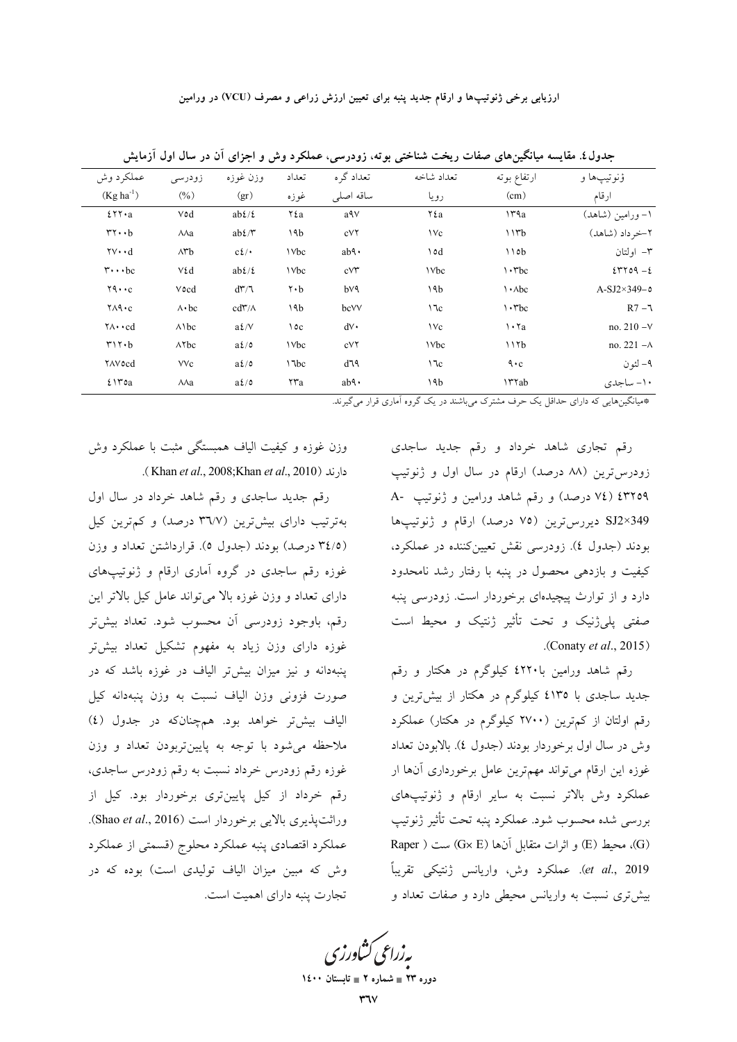جدول٤. مقایسه میانگین‌های صفات ریخت شناختی بوته، زودرسی، عملکرد وش و اجزای آن در سال اول آزمایش

| ژنوتیپ‌ها و ارقام | ارتفاع بوته (cm) | تعداد شاخه رویا | تعداد گره ساقه اصلی | تعداد غوزه | وزن غوزه (gr) | زودرسی (%) | عملکرد وش $(Kg\ ha^{-1})$ |
|---|---|---|---|---|---|---|---|
| ١- ورامین (شاهد) | ١٣٩a | ٢٤a | a٩٧ | ٢٤a | ab٤/٤ | ٧٥d | ٤٢٢٠a |
| ٢-خرداد (شاهد) | ١١٣b | ١٧c | c٧٢ | ١٩b | ab٤/٣ | ٨٨a | ٣٢٠٠b |
| ٣- اولتان | ١١٥b | ١٥d | ab٩٠ | ١٧bc | c٤/٠ | ٨٣b | ٢٧٠٠d |
| ٤- ٤٣٢٥٩ | ١٠٣bc | ١٧bc | c٧٣ | ١٧bc | ab٤/٤ | ٧٤d | ٣٠٠٠bc |
| A-SJ2×349-٥ | ١٠٨bc | ١٩b | b٧٩ | ٢٠b | d٣/٦ | ٧٥cd | ٢٩٠٠c |
| R7 -٦ | ١٠٣bc | ١٦c | bc٧٧ | ١٩b | cd٣/٨ | ٨٠bc | ٢٨٩٠c |
| no. 210 -٧ | ١٠٢a | ١٧c | d٧٠ | ١٥c | a٤/٧ | ٨١bc | ٢٨٠٠cd |
| no. 221 -٨ | ١١٢b | ١٧bc | c٧٢ | ١٧bc | a٤/٥ | ٨٢bc | ٣١٢٠b |
| ٩- لئون | ٩٠c | ١٦c | d٦٩ | ١٦bc | a٤/٥ | ٧٧c | ٢٨٧٥cd |
| ١٠- ساجدی | ١٣٢ab | ١٩b | ab٩٠ | ٢٣a | a٤/٥ | ٨٨a | ٤١٣٥a |

*میانگین‌هایی که دارای حداقل یک حرف مشترک می‌باشند در یک گروه آماری قرار می‌گیرند.

رقم تجاری شاهد خرداد و رقم جدید ساجدی زودرس‌ترین (٨٨ درصد) ارقام در سال اول و ژنوتیپ ٤٣٢٥٩ (٧٤ درصد) و رقم شاهد ورامین و ژنوتیپ A-SJ2×349 دیررس‌ترین (٧٥ درصد) ارقام و ژنوتیپ‌ها بودند (جدول ٤). زودرسی نقش تعیین‌کننده در عملکرد، کیفیت و بازدهی محصول در پنبه با رفتار رشد نامحدود دارد و از توارث پیچیده‌ای برخوردار است. زودرسی پنبه صفتی پلی‌ژنیک و تحت تأثیر ژنتیک و محیط است (Conaty *et al*., 2015).

رقم شاهد ورامین با٤٢٢٠ کیلوگرم در هکتار و رقم جدید ساجدی با ٤١٣٥ کیلوگرم در هکتار از بیش‌ترین و رقم اولتان از کم‌ترین (٢٧٠٠ کیلوگرم در هکتار) عملکرد وش در سال اول برخوردار بودند (جدول ٤). بالابودن تعداد غوزه این ارقام می‌تواند مهم‌ترین عامل برخورداری آن‌ها از عملکرد وش بالاتر نسبت به سایر ارقام و ژنوتیپ‌های بررسی شده محسوب شود. عملکرد پنبه تحت تأثیر ژنوتیپ (G)، محیط (E) و اثرات متقابل آن‌ها (G× E) ست (Raper *et al*., 2019). عملکرد وش، واریانس ژنتیکی تقریباً بیش‌تری نسبت به واریانس محیطی دارد و صفات تعداد و وزن غوزه و کیفیت الیاف همبستگی مثبت با عملکرد وش دارند (Khan *et al*., 2008;Khan *et al*., 2010).

رقم جدید ساجدی و رقم شاهد خرداد در سال اول به‌ترتیب دارای بیش‌ترین (٣٦/٧ درصد) و کم‌ترین کیل (٣٤/٥ درصد) بودند (جدول ٥). قرارداشتن تعداد و وزن غوزه رقم ساجدی در گروه آماری ارقام و ژنوتیپ‌های دارای تعداد و وزن غوزه بالا می‌تواند عامل کیل بالاتر این رقم، باوجود زودرسی آن محسوب شود. تعداد بیش‌تر غوزه دارای وزن زیاد به مفهوم تشکیل تعداد بیش‌تر پنبه‌دانه و نیز میزان بیش‌تر الیاف در غوزه باشد که در صورت فزونی وزن الیاف نسبت به وزن پنبه‌دانه کیل الیاف بیش‌تر خواهد بود. همچنانکه در جدول (٤) ملاحظه می‌شود با توجه به پایین‌تربودن تعداد و وزن غوزه رقم زودرس خرداد نسبت به رقم زودرس ساجدی، رقم خرداد از کیل پایین‌تری برخوردار بود. کیل از وراثت‌پذیری بالایی برخوردار است (Shao *et al*., 2016). عملکرد اقتصادی پنبه عملکرد محلوج (قسمتی از عملکرد وش که مبین میزان الیاف تولیدی است) بوده که در تجارت پنبه دارای اهمیت است.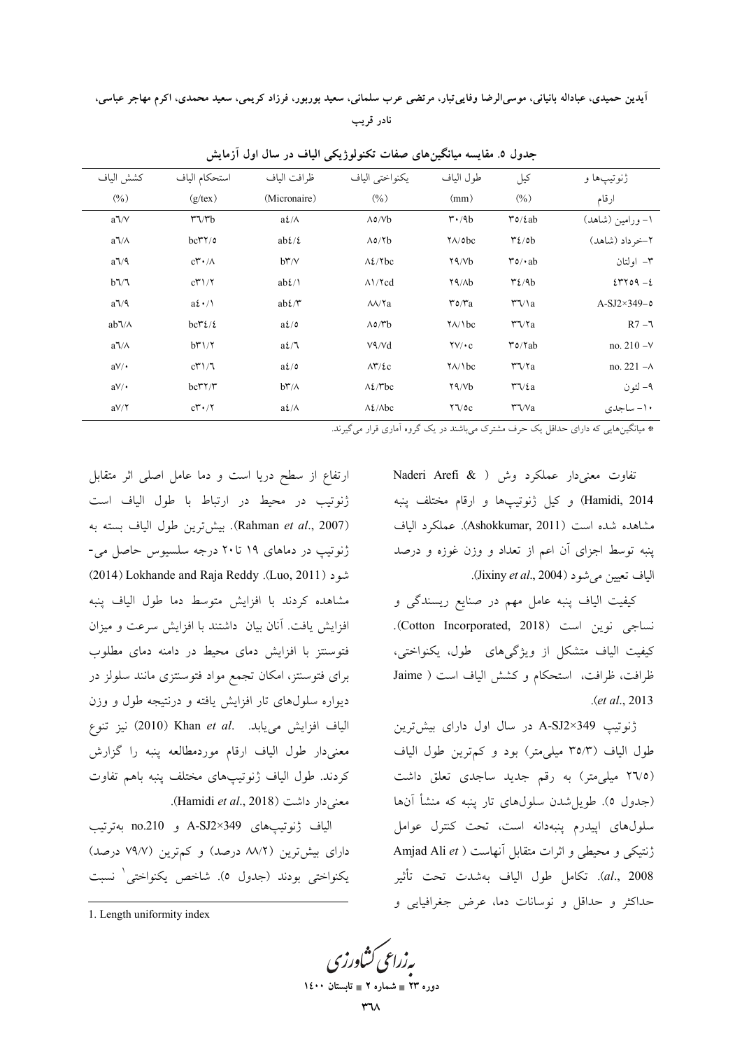جدول ۵. مقایسه میانگین‌های صفات تکنولوژیکی الیاف در سال اول آزمایش

| ژنوتیپ‌ها و ارقام | کیل (%) | طول الیاف (mm) | یکنواختی الیاف (%) | ظرافت الیاف (Micronaire) | استحکام الیاف (g/tex) | کشش الیاف (%) |
|---|---|---|---|---|---|---|
| ۱- ورامین (شاهد) | ۳۵/۴ab | ۳۰/۹b | ۸۵/۷b | a۴/۸ | ۳۶/۳b | a۶/۷ |
| ۲-خرداد (شاهد) | ۳۴/۵b | ۲۸/۵bc | ۸۵/۲b | ab۴/۴ | bc۳۲/۵ | a۶/۸ |
| ۳- اولتان | ۳۵/۰ab | ۲۹/۷b | ۸۴/۲bc | b۳/۷ | c۳۰/۸ | a۶/۹ |
| ۴- ۴۳۲۵۹ | ۳۴/۹b | ۲۹/۸b | ۸۱/۲cd | ab۴/۱ | c۳۱/۲ | b۶/۶ |
| A-SJ2×349-۵ | ۳۶/۱a | ۳۵/۳a | ۸۸/۲a | ab۴/۳ | a۴۰/۱ | a۶/۹ |
| R7 -۶ | ۳۶/۲a | ۲۸/۱bc | ۸۵/۳b | a۴/۵ | bc۳۴/۴ | ab۶/۸ |
| no. 210 -۷ | ۳۵/۲ab | ۲۷/۰c | ۷۹/۷d | a۴/۶ | b۳۱/۲ | a۶/۸ |
| no. 221 -۸ | ۳۶/۲a | ۲۸/۱bc | ۸۳/۴c | a۴/۵ | c۳۱/۶ | a۷/۰ |
| ۹- لئون | ۳۶/۴a | ۲۹/۷b | ۸۴/۳bc | b۳/۸ | bc۳۲/۳ | a۷/۰ |
| ۱۰- ساجدی | ۳۶/۷a | ۲۶/۵c | ۸۴/۸bc | a۴/۸ | c۳۰/۲ | a۷/۲ |

* میانگین‌هایی که دارای حداقل یک حرف مشترک می‌باشند در یک گروه آماری قرار می‌گیرند.

تفاوت معنی‌دار عملکرد وش (Naderi Arefi & Hamidi, 2014) و کیل ژنوتیپ‌ها و ارقام مختلف پنبه مشاهده شده است (Ashokkumar, 2011). عملکرد الیاف پنبه توسط اجزای آن اعم از تعداد و وزن غوزه و درصد الیاف تعیین می‌شود (Jixiny *et al*., 2004).

کیفیت الیاف پنبه عامل مهم در صنایع ریسندگی و نساجی نوین است (Cotton Incorporated, 2018). کیفیت الیاف متشکل از ویژگی‌های طول، یکنواختی، ظرافت، ظرافت، استحکام و کشش الیاف است (Jaime *et al*., 2013).

ژنوتیپ A-SJ2×349 در سال اول دارای بیش‌ترین طول الیاف (۳۵/۳ میلی‌متر) بود و کم‌ترین طول الیاف (۲۶/۵ میلی‌متر) به رقم جدید ساجدی تعلق داشت (جدول ۵). طویل‌شدن سلول‌های تار پنبه که منشأ آن‌ها سلول‌های اپیدرم پنبه‌دانه است، تحت کنترل عوامل ژنتیکی و محیطی و اثرات متقابل آنهاست (Amjad Ali *et al*., 2008). تکامل طول الیاف به‌شدت تحت تأثیر حداکثر و حداقل و نوسانات دما، عرض جغرافیایی و ارتفاع از سطح دریا است و دما عامل اصلی اثر متقابل ژنوتیپ در محیط در ارتباط با طول الیاف است (Rahman *et al*., 2007). بیش‌ترین طول الیاف بسته به ژنوتیپ در دماهای ۱۹ تا۲۰ درجه سلسیوس حاصل می‌شود (Luo, 2011). Lokhande and Raja Reddy (2014) مشاهده کردند با افزایش متوسط دما طول الیاف پنبه افزایش یافت. آنان بیان داشتند با افزایش سرعت و میزان فتوسنتز با افزایش دمای محیط در دامنه دمای مطلوب برای فتوسنتز، امکان تجمع مواد فتوسنتزی مانند سلولز در دیواره سلول‌های تار افزایش یافته و درنتیجه طول و وزن الیاف افزایش می‌یابد. Khan *et al*. (2010) نیز تنوع معنی‌دار طول الیاف ارقام موردمطالعه پنبه را گزارش کردند. طول الیاف ژنوتیپ‌های مختلف پنبه باهم تفاوت معنی‌دار داشت (Hamidi *et al*., 2018).

الیاف ژنوتیپ‌های A-SJ2×349 و no.210 به‌ترتیب دارای بیش‌ترین (۸۸/۲ درصد) و کم‌ترین (۷۹/۷ درصد) یکنواختی بودند (جدول ۵). شاخص یکنواختی[1] نسبت

1. Length uniformity index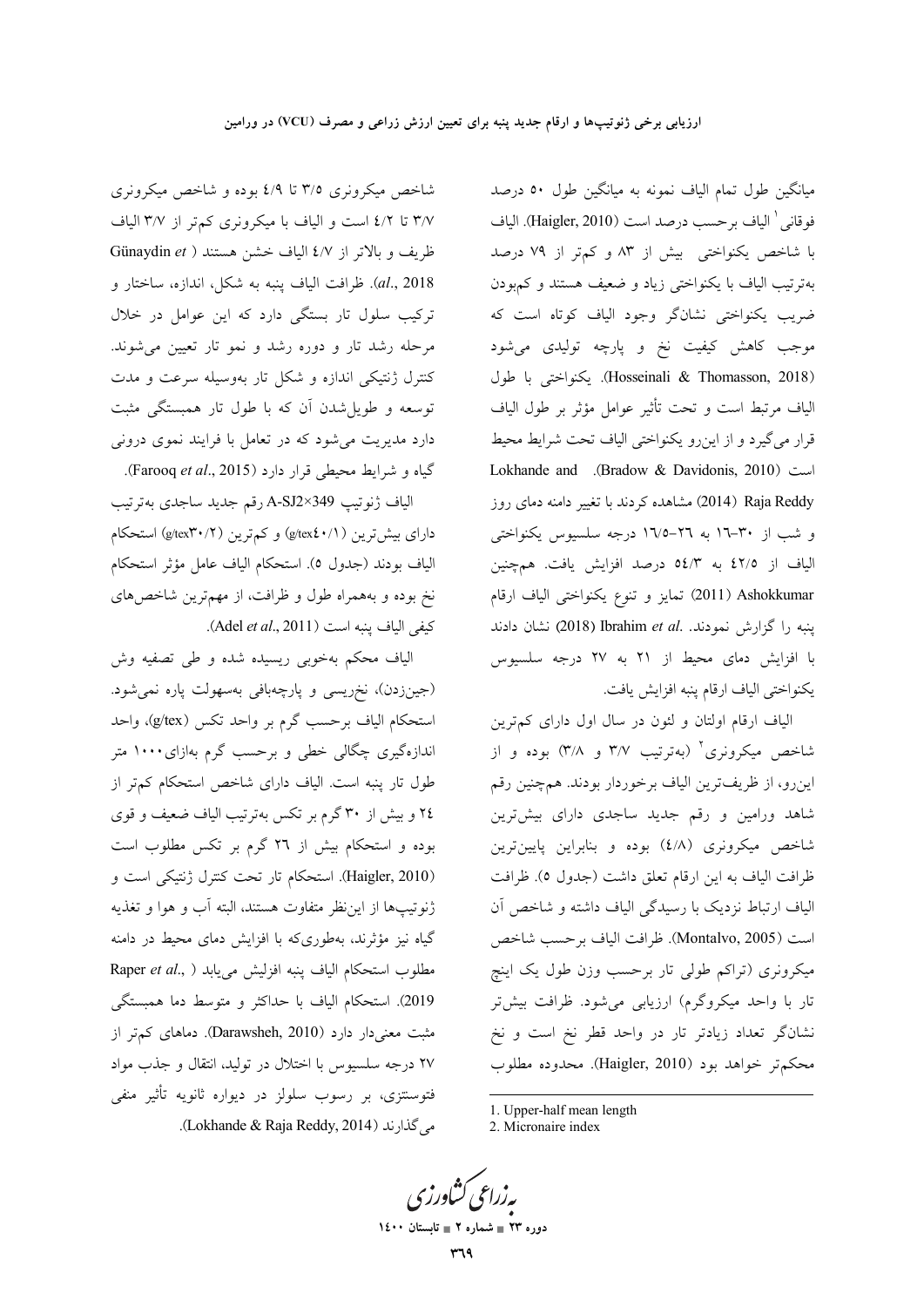میانگین طول تمام الیاف نمونه به میانگین طول ۵۰ درصد فوقانی[1] الیاف برحسب درصد است (Haigler, 2010). الیاف با شاخص یکنواختی بیش از ۸۳ و کم‌تر از ۷۹ درصد به‌ترتیب الیاف با یکنواختی زیاد و ضعیف هستند و کم‌بودن ضریب یکنواختی نشان‌گر وجود الیاف کوتاه است که موجب کاهش کیفیت نخ و پارچه تولیدی می‌شود (Hosseinali & Thomasson, 2018). یکنواختی با طول الیاف مرتبط است و تحت تأثیر عوامل مؤثر بر طول الیاف قرار می‌گیرد و از این‌رو یکنواختی الیاف تحت شرایط محیط است (Bradow & Davidonis, 2010). Lokhande and Raja Reddy (2014) مشاهده کردند با تغییر دامنه دمای روز و شب از ۳۰-۱۶ به ۲۶-۱۶/۵ درجه سلسیوس یکنواختی الیاف از ۴۲/۵ به ۵۴/۳ درصد افزایش یافت. هم‌چنین Ashokkumar (2011) تمایز و تنوع یکنواختی الیاف ارقام پنبه را گزارش نمودند. Ibrahim *et al.* (2018) نشان دادند با افزایش دمای محیط از ۲۱ به ۲۷ درجه سلسیوس یکنواختی الیاف ارقام پنبه افزایش یافت.

الیاف ارقام اولتان و لئون در سال اول دارای کم‌ترین شاخص میکرونری[2] (به‌ترتیب ۳/۷ و ۳/۸) بوده و از این‌رو، از ظریف‌ترین الیاف برخوردار بودند. هم‌چنین رقم شاهد ورامین و رقم جدید ساجدی دارای بیش‌ترین شاخص میکرونری (۴/۸) بوده و بنابراین پایین‌ترین ظرافت الیاف به این ارقام تعلق داشت (جدول ۵). ظرافت الیاف ارتباط نزدیک با رسیدگی الیاف داشته و شاخص آن است (Montalvo, 2005). ظرافت الیاف برحسب شاخص میکرونری (تراکم طولی تار برحسب وزن طول یک اینچ تار با واحد میکروگرم) ارزیابی می‌شود. ظرافت بیش‌تر نشان‌گر تعداد زیادتر تار در واحد قطر نخ است و نخ محکم‌تر خواهد بود (Haigler, 2010). محدوده مطلوب شاخص میکرونری ۳/۵ تا ۴/۹ بوده و شاخص میکرونری ۳/۷ تا ۴/۲ است و الیاف با میکرونری کم‌تر از ۳/۷ الیاف ظریف و بالاتر از ۴/۷ الیاف خشن هستند (Günaydin *et al.*, 2018). ظرافت الیاف پنبه به شکل، اندازه، ساختار و ترکیب سلول تار بستگی دارد که این عوامل در خلال مرحله رشد تار و دوره رشد و نمو تار تعیین می‌شوند. کنترل ژنتیکی اندازه و شکل تار به‌وسیله سرعت و مدت توسعه و طویل‌شدن آن که با طول تار همبستگی مثبت دارد مدیریت می‌شود که در تعامل با فرایند نموی درونی گیاه و شرایط محیطی قرار دارد (Farooq *et al.*, 2015).

الیاف ژنوتیپ A-SJ2×349 رقم جدید ساجدی به‌ترتیب دارای بیش‌ترین (۴۰/۱ g/tex) و کم‌ترین (۳۰/۲ g/tex) استحکام الیاف بودند (جدول ۵). استحکام الیاف عامل مؤثر استحکام نخ بوده و به‌همراه طول و ظرافت، از مهم‌ترین شاخص‌های کیفی الیاف پنبه است (Adel *et al.*, 2011).

الیاف محکم به‌خوبی ریسیده شده و طی تصفیه وش (جین‌زدن)، نخ‌ریسی و پارچه‌بافی به‌سهولت پاره نمی‌شود. استحکام الیاف برحسب گرم بر واحد تکس (g/tex)، واحد اندازه‌گیری چگالی خطی و برحسب گرم به‌ازای ۱۰۰۰ متر طول تار پنبه است. الیاف دارای شاخص استحکام کم‌تر از ۲۴ و بیش از ۳۰ گرم بر تکس به‌ترتیب الیاف ضعیف و قوی بوده و استحکام بیش از ۲۶ گرم بر تکس مطلوب است (Haigler, 2010). استحکام تار تحت کنترل ژنتیکی است و ژنوتیپ‌ها از این‌نظر متفاوت هستند، البته آب و هوا و تغذیه گیاه نیز مؤثرند، به‌طوری‌که با افزایش دمای محیط در دامنه مطلوب استحکام الیاف پنبه افزایش می‌یابد (Raper *et al.*, 2019). استحکام الیاف با حداکثر و متوسط دما همبستگی مثبت معنی‌دار دارد (Darawsheh, 2010). دماهای کم‌تر از ۲۷ درجه سلسیوس با اختلال در تولید، انتقال و جذب مواد فتوسنتزی، بر رسوب سلولز در دیواره ثانویه تأثیر منفی می‌گذارند (Lokhande & Raja Reddy, 2014).

---

1. Upper-half mean length
2. Micronaire index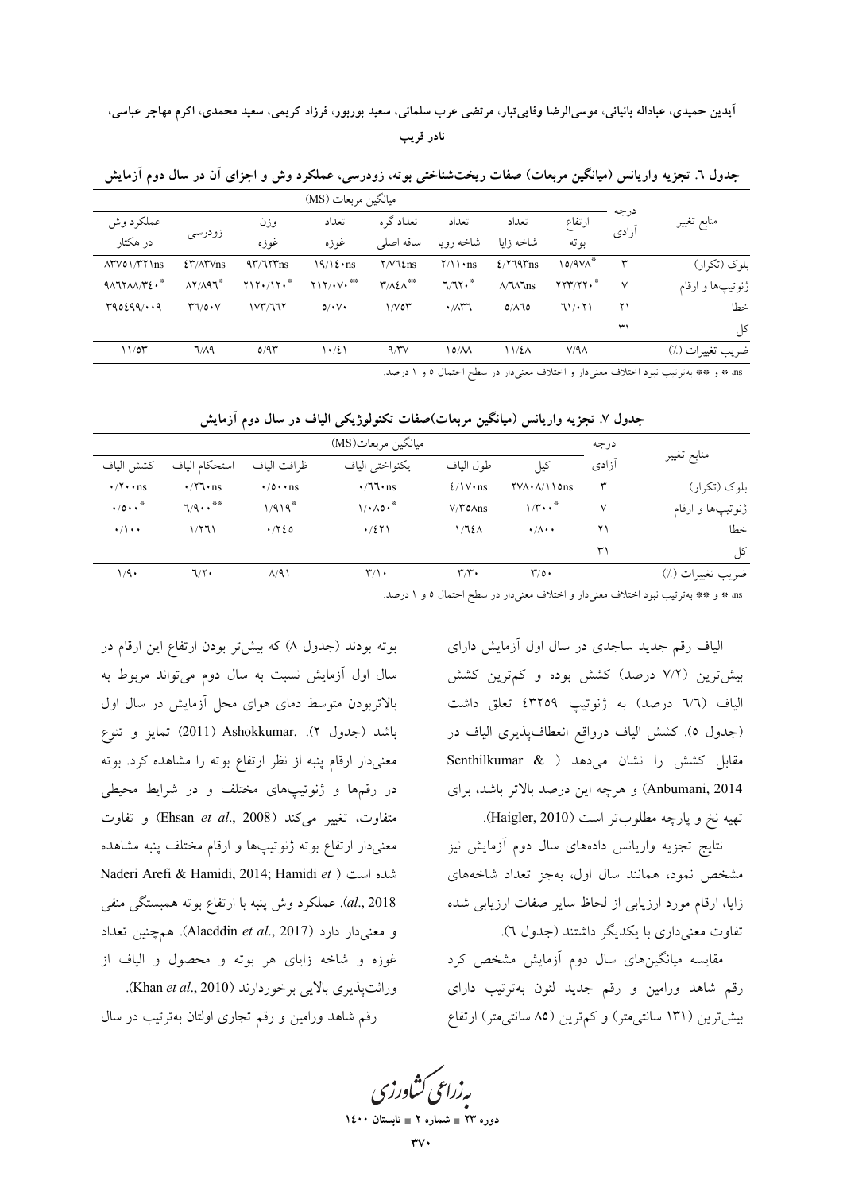**جدول ٦. تجزیه واریانس (میانگین مربعات) صفات ریخت‌شناختی بوته، زودرسی، عملکرد وش و اجزای آن در سال دوم آزمایش**

| منابع تغییر | درجه آزادی | میانگین مربعات (MS) | | | | | | | |
|---|---|---|---|---|---|---|---|---|---|
| | | ارتفاع بوته | تعداد شاخه زایا | تعداد شاخه رویا | تعداد گره ساقه اصلی | تعداد غوزه | وزن غوزه | زودرسی | عملکرد وش در هکتار |
| بلوک (تکرار) | ٣ | ١٥/٩٧٨* | ٤/٢٦٩٣ns | ٢/١١٠ns | ٢/٧٦٤ns | ١٩/١٤٠ns | ٩٣/٦٢٣ns | ٤٣/٨٣٧ns | ٨٣٧٥١/٣٢١ns |
| ژنوتیپ‌ها و ارقام | ٧ | ٢٢٣/٢٢٠* | ٨/٦٨٦ns | ٦/٦٢٠* | ٣/٨٤٨** | ٢١٢/٠٧٠** | ٢١٢٠/١٢٠* | ٨٢/٨٩٦* | ٩٨٦٢٨٨/٣٤٠* |
| خطا | ٢١ | ٦١/٠٢١ | ٥/٨٦٥ | ٠/٨٣٦ | ١/٧٥٣ | ٥/٠٧٠ | ١٧٣/٦٦٢ | ٣٦/٥٠٧ | ٣٩٥٤٩٩/٠٠٩ |
| کل | ٣١ | | | | | | | | |
| ضریب تغییرات (٪) | | ٧/٩٨ | ١١/٤٨ | ١٥/٨٨ | ٩/٣٧ | ١٠/٤١ | ٥/٩٣ | ٦/٨٩ | ١١/٥٣ |

ns، * و ** به‌ترتیب نبود اختلاف معنی‌دار و اختلاف معنی‌دار در سطح احتمال ٥ و ١ درصد.

**جدول ٧. تجزیه واریانس (میانگین مربعات)صفات تکنولوژیکی الیاف در سال دوم آزمایش**

| منابع تغییر | درجه آزادی | میانگین مربعات(MS) | | | | | |
|---|---|---|---|---|---|---|---|
| | | کیل | طول الیاف | یکنواختی الیاف | ظرافت الیاف | استحکام الیاف | کشش الیاف |
| بلوک (تکرار) | ٣ | ٢٧٨٠٠/٨١١٥ns | ٤/١٧٠ns | ٠/٦٦٠ns | ٠/٥٠٠ns | ٠/٢٦٠ns | ٠/٢٠٠ns |
| ژنوتیپ‌ها و ارقام | ٧ | ١/٣٠٠* | ٧/٣٥٨ns | ١/٠٨٥٠* | ١/٩١٩* | ٦/٩٠٠** | ٠/٥٠٠* |
| خطا | ٢١ | ٠/٨٠٠ | ١/٦٤٨ | ٠/٤٢١ | ٠/٢٤٥ | ١/٢٦١ | ٠/١٠٠ |
| کل | ٣١ | | | | | | |
| ضریب تغییرات (٪) | | ٣/٥٠ | ٣/٣٠ | ٣/١٠ | ٨/٩١ | ٦/٢٠ | ١/٩٠ |

ns، * و ** به‌ترتیب نبود اختلاف معنی‌دار و اختلاف معنی‌دار در سطح احتمال ٥ و ١ درصد.

الیاف رقم جدید ساجدی در سال اول آزمایش دارای بیش‌ترین (٧/٢ درصد) کشش بوده و کم‌ترین کشش الیاف (٦/٦ درصد) به ژنوتیپ ٤٣٢٥٩ تعلق داشت (جدول ٥). کشش الیاف درواقع انعطاف‌پذیری الیاف در مقابل کشش را نشان می‌دهد ( & Senthilkumar Anbumani, 2014) و هرچه این درصد بالاتر باشد، برای تهیه نخ و پارچه مطلوب‌تر است (Haigler, 2010).

نتایج تجزیه واریانس داده‌های سال دوم آزمایش نیز مشخص نمود، همانند سال اول، به‌جز تعداد شاخه‌های زایا، ارقام مورد ارزیابی از لحاظ سایر صفات ارزیابی شده تفاوت معنی‌داری با یکدیگر داشتند (جدول ٦).

مقایسه میانگین‌های سال دوم آزمایش مشخص کرد رقم شاهد ورامین و رقم جدید لئون به‌ترتیب دارای بیش‌ترین (١٣١ سانتی‌متر) و کم‌ترین (٨٥ سانتی‌متر) ارتفاع بوته بودند (جدول ٨) که بیش‌تر بودن ارتفاع این ارقام در سال اول آزمایش نسبت به سال دوم می‌تواند مربوط به بالاتربودن متوسط دمای هوای محل آزمایش در سال اول باشد (جدول ٢). .Ashokkumar (2011) تمایز و تنوع معنی‌دار ارقام پنبه از نظر ارتفاع بوته را مشاهده کرد. بوته در رقم‌ها و ژنوتیپ‌های مختلف و در شرایط محیطی متفاوت، تغییر می‌کند (Ehsan *et al*., 2008) و تفاوت معنی‌دار ارتفاع بوته ژنوتیپ‌ها و ارقام مختلف پنبه مشاهده شده است ( Naderi Arefi & Hamidi, 2014; Hamidi *et al*., 2018). عملکرد وش پنبه با ارتفاع بوته همبستگی منفی و معنی‌دار دارد (Alaeddin *et al*., 2017). همچنین تعداد غوزه و شاخه زایای هر بوته و محصول و الیاف از وراثت‌پذیری بالایی برخوردارند (Khan *et al*., 2010).

رقم شاهد ورامین و رقم تجاری اولتان به‌ترتیب در سال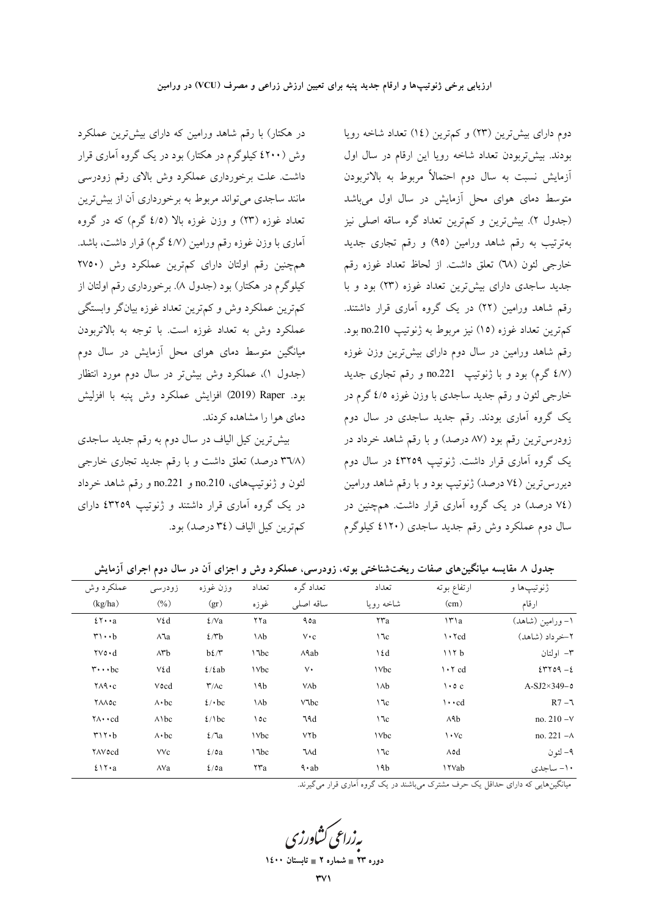دوم دارای بیش‌ترین (۲۳) و کم‌ترین (۱٤) تعداد شاخه رویا بودند. بیش‌تربودن تعداد شاخه رویا این ارقام در سال اول آزمایش نسبت به سال دوم احتمالاً مربوط به بالاتربودن متوسط دمای هوای محل آزمایش در سال اول می‌باشد (جدول ۲). بیش‌ترین و کم‌ترین تعداد گره ساقه اصلی نیز به‌ترتیب به رقم شاهد ورامین (۹۵) و رقم تجاری جدید خارجی لئون (٦٨) تعلق داشت. از لحاظ تعداد غوزه رقم جدید ساجدی دارای بیش‌ترین تعداد غوزه (۲۳) بود و با رقم شاهد ورامین (۲۲) در یک گروه آماری قرار داشتند. کم‌ترین تعداد غوزه (۱۵) نیز مربوط به ژنوتیپ no.210 بود. رقم شاهد ورامین در سال دوم دارای بیش‌ترین وزن غوزه (٤/٧ گرم) بود و با ژنوتیپ no.221 و رقم تجاری جدید خارجی لئون و رقم جدید ساجدی با وزن غوزه ٤/٥ گرم در یک گروه آماری بودند. رقم جدید ساجدی در سال دوم زودرس‌ترین رقم بود (۸۷ درصد) و با رقم شاهد خرداد در یک گروه آماری قرار داشت. ژنوتیپ ٤٣٢٥٩ در سال دوم دیررس‌ترین (٧٤ درصد) ژنوتیپ بود و با رقم شاهد ورامین (٧٤ درصد) در یک گروه آماری قرار داشت. همچنین در سال دوم عملکرد وش رقم جدید ساجدی (٤١٢٠ کیلوگرم در هکتار) با رقم شاهد ورامین که دارای بیش‌ترین عملکرد وش (٤٢٠٠ کیلوگرم در هکتار) بود در یک گروه آماری قرار داشت. علت برخورداری عملکرد وش بالای رقم زودرسی مانند ساجدی می‌تواند مربوط به برخورداری آن از بیش‌ترین تعداد غوزه (۲۳) و وزن غوزه بالا (٤/٥ گرم) که در گروه آماری با وزن غوزه رقم ورامین (٤/٧ گرم) قرار داشت، باشد. همچنین رقم اولتان دارای کم‌ترین عملکرد وش (۲۷۵۰ کیلوگرم در هکتار) بود (جدول ۸). برخورداری رقم اولتان از کم‌ترین عملکرد وش و کم‌ترین تعداد غوزه بیانگر وابستگی عملکرد وش به تعداد غوزه است. با توجه به بالاتربودن میانگین متوسط دمای هوای محل آزمایش در سال دوم (جدول ۱)، عملکرد وش بیش‌تر در سال دوم مورد انتظار بود. Raper (2019) افزایش عملکرد وش پنبه با افزایش دمای هوا را مشاهده کردند.

بیش‌ترین کیل الیاف در سال دوم به رقم جدید ساجدی (۳٦/۸ درصد) تعلق داشت و با رقم جدید تجاری خارجی لئون و ژنوتیپ‌های، no.210 و no.221 و رقم شاهد خرداد در یک گروه آماری قرار داشتند و ژنوتیپ ٤٣٢٥٩ دارای کم‌ترین کیل الیاف (٣٤ درصد) بود.

**جدول ۸ مقایسه میانگین‌های صفات ریخت‌شناختی بوته، زودرسی، عملکرد وش و اجزای آن در سال دوم اجرای آزمایش**

| ژنوتیپ‌ها و ارقام | ارتفاع بوته (cm) | تعداد شاخه رویا | تعداد گره ساقه اصلی | تعداد غوزه | وزن غوزه (gr) | زودرسی (%) | عملکرد وش (kg/ha) |
|---|---|---|---|---|---|---|---|
| ۱- ورامین (شاهد) | ۱۳۱a | ۲۳a | ۹۵a | ۲۲a | ٤/٧a | ٧٤d | ٤٢٠٠a |
| ۲-خرداد (شاهد) | ۱۰۲cd | ۱٦c | ٧٠c | ۱۸b | ٤/٣b | ۸٦a | ۳۱۰۰b |
| ۳- اولتان | ۱۱۲ b | ۱٤d | ۸۹ab | ۱٦bc | ٤/٣b | ۸۳b | ۲٧۵۰d |
| ٤- ٤٣٢٥٩ | ۱۰۲ cd | ۱٧bc | ٧٠ | ۱٧bc | ٤/٤ab | ٧٤d | ۳۰۰۰bc |
| A-SJ2×349-۵ | ۱۰۵ c | ۱۸b | ٧۸b | ۱۹b | ۳/۸c | ٧۵cd | ۲۸۹۰c |
| R7 -٦ | ۱۰۰cd | ۱٦c | ٧٦bc | ۱۸b | ٤/٠bc | ۸٠bc | ۲۸۸۵c |
| no. 210 -٧ | ۸۹b | ۱٦c | ٦۹d | ۱۵c | ٤/۱bc | ۸۱bc | ۲۸۰۰cd |
| no. 221 -۸ | ۱۰٧c | ۱٧bc | ٧۲b | ۱٧bc | ٤/٦a | ۸۰bc | ۳۱۲۰b |
| ۹- لئون | ۸۵d | ۱٦c | ٦۸d | ۱٦bc | ٤/۵a | ٧٧c | ۲۸٧۵cd |
| ۱۰- ساجدی | ۱۲٧ab | ۱۹b | ۹۰ab | ۲۳a | ٤/۵a | ۸٧a | ٤۱۲۰a |

میانگین‌هایی که دارای حداقل یک حرف مشترک می‌باشند در یک گروه آماری قرار می‌گیرند.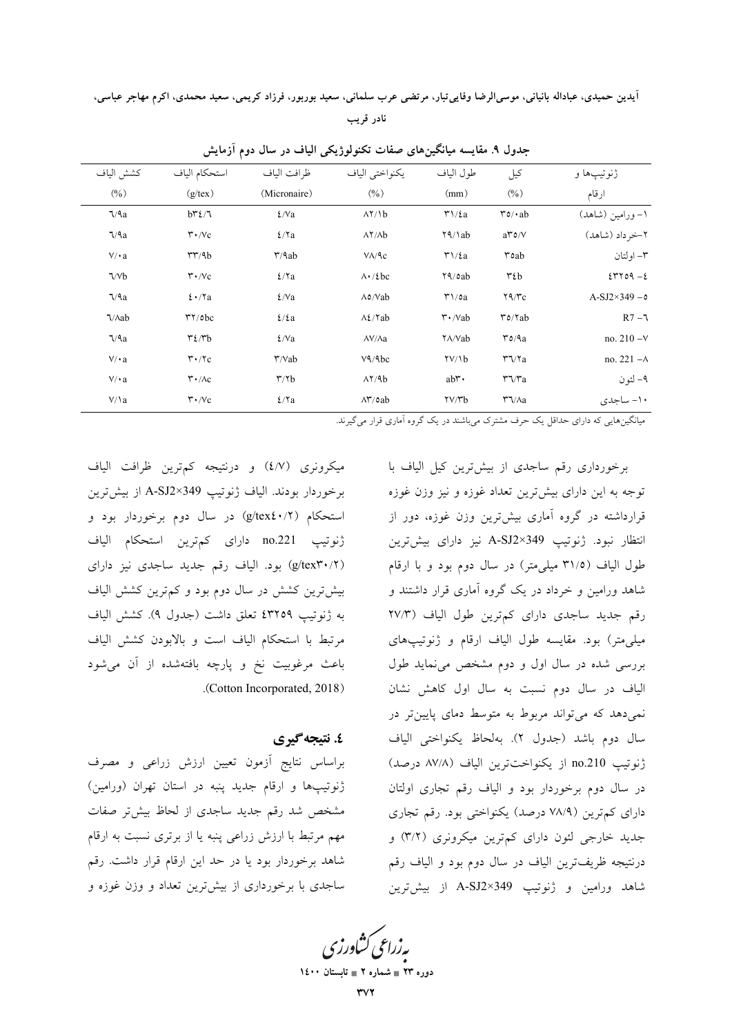جدول ۹. مقایسه میانگین‌های صفات تکنولوژیکی الیاف در سال دوم آزمایش

| ژنوتیپ‌ها و ارقام | کیل (%) | طول الیاف (mm) | یکنواختی الیاف (%) | ظرافت الیاف (Micronaire) | استحکام الیاف (g/tex) | کشش الیاف (%) |
|---|---|---|---|---|---|---|
| ۱- ورامین (شاهد) | ۳۵/۰ab | ۳۱/۴a | ۸۲/۱b | ۴/۷a | ۳۴/۶b | ۶/۹a |
| ۲-خرداد (شاهد) | ۳۵/۷a | ۲۹/۱ab | ۸۲/۸b | ۴/۲a | ۳۰/۷c | ۶/۹a |
| ۳- اولتان | ۳۵ab | ۳۱/۴a | ۷۸/۹c | ۳/۹ab | ۳۳/۹b | ۷/۰a |
| ۴- ۴۳۲۵۹ | ۳۴b | ۲۹/۵ab | ۸۰/۴bc | ۴/۲a | ۳۰/۷c | ۶/۷b |
| ۵- A-SJ2×349 | ۲۹/۳c | ۳۱/۵a | ۸۵/۷ab | ۴/۷a | ۴۰/۲a | ۶/۹a |
| ۶- R7 | ۳۵/۲ab | ۳۰/۷ab | ۸۴/۲ab | ۴/۴a | ۳۲/۵bc | ۶/۸ab |
| ۷- no. 210 | ۳۵/۹a | ۲۸/۷ab | ۸۷/۸a | ۴/۷a | ۳۴/۳b | ۶/۹a |
| ۸- no. 221 | ۳۶/۲a | ۲۷/۱b | ۷۹/۹bc | ۳/۷ab | ۳۰/۲c | ۷/۰a |
| ۹- لئون | ۳۶/۳a | ۳۰ab | ۸۲/۹b | ۳/۲b | ۳۰/۸c | ۷/۰a |
| ۱۰- ساجدی | ۳۶/۸a | ۲۷/۳b | ۸۳/۵ab | ۴/۲a | ۳۰/۷c | ۷/۱a |

میانگین‌هایی که دارای حداقل یک حرف مشترک می‌باشند در یک گروه آماری قرار می‌گیرند.

برخورداری رقم ساجدی از بیش‌ترین کیل الیاف با توجه به این دارای بیش‌ترین تعداد غوزه و نیز وزن غوزه قرارداشته در گروه آماری بیش‌ترین وزن غوزه، دور از انتظار نبود. ژنوتیپ A-SJ2×349 نیز دارای بیش‌ترین طول الیاف (۳۱/۵ میلی‌متر) در سال دوم بود و با ارقام شاهد ورامین و خرداد در یک گروه آماری قرار داشتند و رقم جدید ساجدی دارای کم‌ترین طول الیاف (۲۷/۳ میلی‌متر) بود. مقایسه طول الیاف ارقام و ژنوتیپ‌های بررسی شده در سال اول و دوم مشخص می‌نماید طول الیاف در سال دوم نسبت به سال اول کاهش نشان نمی‌دهد که می‌تواند مربوط به متوسط دمای پایین‌تر در سال دوم باشد (جدول ۲). به‌لحاظ یکنواختی الیاف ژنوتیپ no.210 از یکنواخت‌ترین الیاف (۸۷/۸ درصد) در سال دوم برخوردار بود و الیاف رقم تجاری اولتان دارای کم‌ترین (۷۸/۹ درصد) یکنواختی بود. رقم تجاری جدید خارجی لئون دارای کم‌ترین میکرونری (۳/۲) و درنتیجه ظریف‌ترین الیاف در سال دوم بود و الیاف رقم شاهد ورامین و ژنوتیپ A-SJ2×349 از بیش‌ترین میکرونری (۴/۷) و درنتیجه کم‌ترین ظرافت الیاف برخوردار بودند. الیاف ژنوتیپ A-SJ2×349 از بیش‌ترین استحکام (g/tex۴۰/۲) در سال دوم برخوردار بود و ژنوتیپ no.221 دارای کم‌ترین استحکام الیاف (g/tex۳۰/۲) بود. الیاف رقم جدید ساجدی نیز دارای بیش‌ترین کشش در سال دوم بود و کم‌ترین کشش الیاف به ژنوتیپ ۴۳۲۵۹ تعلق داشت (جدول ۹). کشش الیاف مرتبط با استحکام الیاف است و بالابودن کشش الیاف باعث مرغوبیت نخ و پارچه بافته‌شده از آن می‌شود (Cotton Incorporated, 2018).

## ۴. نتیجه‌گیری

براساس نتایج آزمون تعیین ارزش زراعی و مصرف ژنوتیپ‌ها و ارقام جدید پنبه در استان تهران (ورامین) مشخص شد رقم جدید ساجدی از لحاظ بیش‌تر صفات مهم مرتبط با ارزش زراعی پنبه یا از برتری نسبت به ارقام شاهد برخوردار بود یا در حد این ارقام قرار داشت. رقم ساجدی با برخورداری از بیش‌ترین تعداد و وزن غوزه و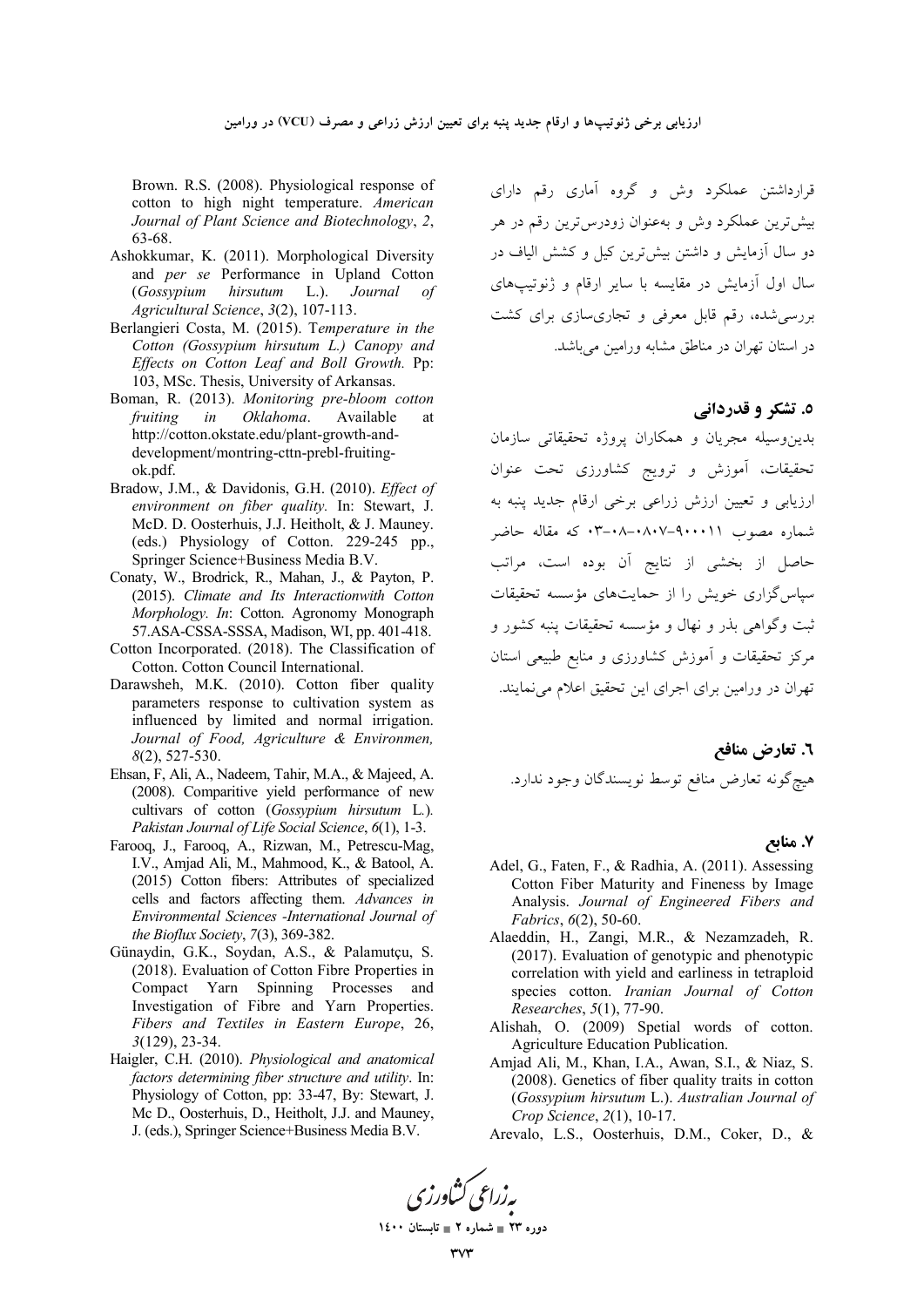قرارداشتن عملکرد وش و گروه آماری رقم دارای بیش‌ترین عملکرد وش و به‌عنوان زودرس‌ترین رقم در هر دو سال آزمایش و داشتن بیش‌ترین کیل و کشش الیاف در سال اول آزمایش در مقایسه با سایر ارقام و ژنوتیپ‌های بررسی‌شده، رقم قابل معرفی و تجاری‌سازی برای کشت در استان تهران در مناطق مشابه ورامین می‌باشد.

## ۵. تشکر و قدردانی

بدین‌وسیله مجریان و همکاران پروژه تحقیقاتی سازمان تحقیقات، آموزش و ترویج کشاورزی تحت عنوان ارزیابی و تعیین ارزش زراعی برخی ارقام جدید پنبه به شماره مصوب ۹۰۰۰۱۱-۰۸۰۷-۰۸-۰۳ که مقاله حاضر حاصل از بخشی از نتایج آن بوده است، مراتب سپاس‌گزاری خویش را از حمایت‌های مؤسسه تحقیقات ثبت وگواهی بذر و نهال و مؤسسه تحقیقات پنبه کشور و مرکز تحقیقات و آموزش کشاورزی و منابع طبیعی استان تهران در ورامین برای اجرای این تحقیق اعلام می‌نمایند.

## ۶. تعارض منافع

هیچ‌گونه تعارض منافع توسط نویسندگان وجود ندارد.

## ۷. منابع

- Adel, G., Faten, F., & Radhia, A. (2011). Assessing Cotton Fiber Maturity and Fineness by Image Analysis. *Journal of Engineered Fibers and Fabrics*, *6*(2), 50-60.
- Alaeddin, H., Zangi, M.R., & Nezamzadeh, R. (2017). Evaluation of genotypic and phenotypic correlation with yield and earliness in tetraploid species cotton. *Iranian Journal of Cotton Researches*, *5*(1), 77-90.
- Alishah, O. (2009) Spetial words of cotton. Agriculture Education Publication.
- Amjad Ali, M., Khan, I.A., Awan, S.I., & Niaz, S. (2008). Genetics of fiber quality traits in cotton (*Gossypium hirsutum* L.). *Australian Journal of Crop Science*, *2*(1), 10-17.
- Arevalo, L.S., Oosterhuis, D.M., Coker, D., & Brown. R.S. (2008). Physiological response of cotton to high night temperature. *American Journal of Plant Science and Biotechnology*, *2*, 63-68.
- Ashokkumar, K. (2011). Morphological Diversity and *per se* Performance in Upland Cotton (*Gossypium hirsutum* L.). *Journal of Agricultural Science*, *3*(2), 107-113.
- Berlangieri Costa, M. (2015). *Temperature in the Cotton (Gossypium hirsutum L.) Canopy and Effects on Cotton Leaf and Boll Growth.* Pp: 103, MSc. Thesis, University of Arkansas.
- Boman, R. (2013). *Monitoring pre-bloom cotton fruiting in Oklahoma*. Available at http://cotton.okstate.edu/plant-growth-and-development/montring-cttn-prebl-fruiting-ok.pdf.
- Bradow, J.M., & Davidonis, G.H. (2010). *Effect of environment on fiber quality.* In: Stewart, J. McD. D. Oosterhuis, J.J. Heitholt, & J. Mauney. (eds.) Physiology of Cotton. 229-245 pp., Springer Science+Business Media B.V.
- Conaty, W., Brodrick, R., Mahan, J., & Payton, P. (2015). *Climate and Its Interactionwith Cotton Morphology. In*: Cotton. Agronomy Monograph 57.ASA-CSSA-SSSA, Madison, WI, pp. 401-418.
- Cotton Incorporated. (2018). The Classification of Cotton. Cotton Council International.
- Darawsheh, M.K. (2010). Cotton fiber quality parameters response to cultivation system as influenced by limited and normal irrigation. *Journal of Food, Agriculture & Environmen, 8*(2), 527-530.
- Ehsan, F, Ali, A., Nadeem, Tahir, M.A., & Majeed, A. (2008). Comparitive yield performance of new cultivars of cotton (*Gossypium hirsutum* L.). *Pakistan Journal of Life Social Science*, *6*(1), 1-3.
- Farooq, J., Farooq, A., Rizwan, M., Petrescu-Mag, I.V., Amjad Ali, M., Mahmood, K., & Batool, A. (2015) Cotton fibers: Attributes of specialized cells and factors affecting them. *Advances in Environmental Sciences -International Journal of the Bioflux Society*, *7*(3), 369-382.
- Günaydin, G.K., Soydan, A.S., & Palamutçu, S. (2018). Evaluation of Cotton Fibre Properties in Compact Yarn Spinning Processes and Investigation of Fibre and Yarn Properties. *Fibers and Textiles in Eastern Europe*, 26, *3*(129), 23-34.
- Haigler, C.H. (2010). *Physiological and anatomical factors determining fiber structure and utility*. In: Physiology of Cotton, pp: 33-47, By: Stewart, J. Mc D., Oosterhuis, D., Heitholt, J.J. and Mauney, J. (eds.), Springer Science+Business Media B.V.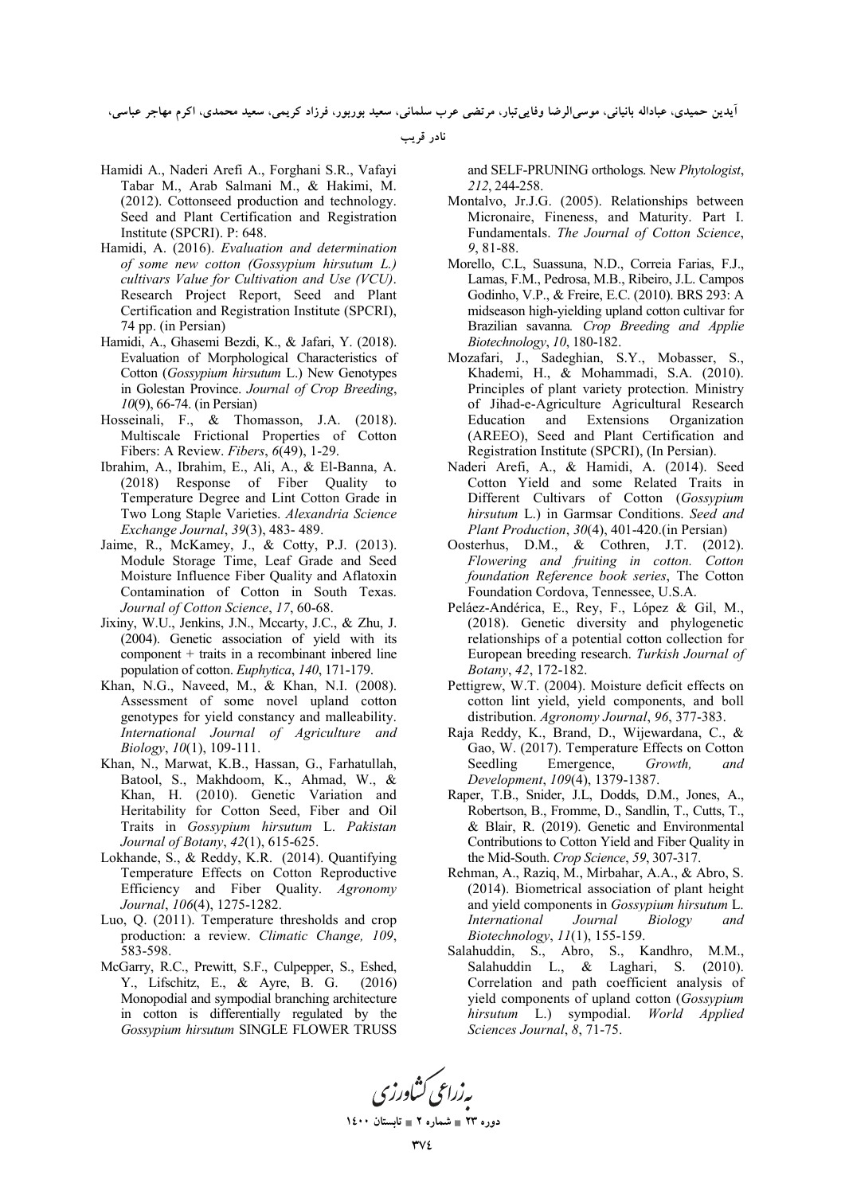Hamidi A., Naderi Arefi A., Forghani S.R., Vafayi Tabar M., Arab Salmani M., & Hakimi, M. (2012). Cottonseed production and technology. Seed and Plant Certification and Registration Institute (SPCRI). P: 648.

Hamidi, A. (2016). *Evaluation and determination of some new cotton (Gossypium hirsutum L.) cultivars Value for Cultivation and Use (VCU)*. Research Project Report, Seed and Plant Certification and Registration Institute (SPCRI), 74 pp. (in Persian)

Hamidi, A., Ghasemi Bezdi, K., & Jafari, Y. (2018). Evaluation of Morphological Characteristics of Cotton (*Gossypium hirsutum* L.) New Genotypes in Golestan Province. *Journal of Crop Breeding*, *10*(9), 66-74. (in Persian)

Hosseinali, F., & Thomasson, J.A. (2018). Multiscale Frictional Properties of Cotton Fibers: A Review. *Fibers*, *6*(49), 1-29.

Ibrahim, A., Ibrahim, E., Ali, A., & El-Banna, A. (2018) Response of Fiber Quality to Temperature Degree and Lint Cotton Grade in Two Long Staple Varieties. *Alexandria Science Exchange Journal*, *39*(3), 483- 489.

Jaime, R., McKamey, J., & Cotty, P.J. (2013). Module Storage Time, Leaf Grade and Seed Moisture Influence Fiber Quality and Aflatoxin Contamination of Cotton in South Texas. *Journal of Cotton Science*, *17*, 60-68.

Jixiny, W.U., Jenkins, J.N., Mccarty, J.C., & Zhu, J. (2004). Genetic association of yield with its component + traits in a recombinant inbered line population of cotton. *Euphytica*, *140*, 171-179.

Khan, N.G., Naveed, M., & Khan, N.I. (2008). Assessment of some novel upland cotton genotypes for yield constancy and malleability. *International Journal of Agriculture and Biology*, *10*(1), 109-111.

Khan, N., Marwat, K.B., Hassan, G., Farhatullah, Batool, S., Makhdoom, K., Ahmad, W., & Khan, H. (2010). Genetic Variation and Heritability for Cotton Seed, Fiber and Oil Traits in *Gossypium hirsutum* L. *Pakistan Journal of Botany*, *42*(1), 615-625.

Lokhande, S., & Reddy, K.R. (2014). Quantifying Temperature Effects on Cotton Reproductive Efficiency and Fiber Quality. *Agronomy Journal*, *106*(4), 1275-1282.

Luo, Q. (2011). Temperature thresholds and crop production: a review. *Climatic Change, 109*, 583-598.

McGarry, R.C., Prewitt, S.F., Culpepper, S., Eshed, Y., Lifschitz, E., & Ayre, B. G. (2016) Monopodial and sympodial branching architecture in cotton is differentially regulated by the *Gossypium hirsutum* SINGLE FLOWER TRUSS and SELF-PRUNING orthologs. New *Phytologist*, *212*, 244-258.

Montalvo, Jr.J.G. (2005). Relationships between Micronaire, Fineness, and Maturity. Part I. Fundamentals. *The Journal of Cotton Science*, *9*, 81-88.

Morello, C.L, Suassuna, N.D., Correia Farias, F.J., Lamas, F.M., Pedrosa, M.B., Ribeiro, J.L. Campos Godinho, V.P., & Freire, E.C. (2010). BRS 293: A midseason high-yielding upland cotton cultivar for Brazilian savanna*. Crop Breeding and Applie Biotechnology*, *10*, 180-182.

Mozafari, J., Sadeghian, S.Y., Mobasser, S., Khademi, H., & Mohammadi, S.A. (2010). Principles of plant variety protection. Ministry of Jihad-e-Agriculture Agricultural Research Education and Extensions Organization (AREEO), Seed and Plant Certification and Registration Institute (SPCRI), (In Persian).

Naderi Arefi, A., & Hamidi, A. (2014). Seed Cotton Yield and some Related Traits in Different Cultivars of Cotton (*Gossypium hirsutum* L.) in Garmsar Conditions. *Seed and Plant Production*, *30*(4), 401-420.(in Persian)

Oosterhus, D.M., & Cothren, J.T. (2012). *Flowering and fruiting in cotton. Cotton foundation Reference book series*, The Cotton Foundation Cordova, Tennessee, U.S.A.

Peláez-Andérica, E., Rey, F., López & Gil, M., (2018). Genetic diversity and phylogenetic relationships of a potential cotton collection for European breeding research. *Turkish Journal of Botany*, *42*, 172-182.

Pettigrew, W.T. (2004). Moisture deficit effects on cotton lint yield, yield components, and boll distribution. *Agronomy Journal*, *96*, 377-383.

Raja Reddy, K., Brand, D., Wijewardana, C., & Gao, W. (2017). Temperature Effects on Cotton Seedling Emergence, *Growth, and Development*, *109*(4), 1379-1387.

Raper, T.B., Snider, J.L, Dodds, D.M., Jones, A., Robertson, B., Fromme, D., Sandlin, T., Cutts, T., & Blair, R. (2019). Genetic and Environmental Contributions to Cotton Yield and Fiber Quality in the Mid-South. *Crop Science*, *59*, 307-317.

Rehman, A., Raziq, M., Mirbahar, A.A., & Abro, S. (2014). Biometrical association of plant height and yield components in *Gossypium hirsutum* L. *International Journal Biology and Biotechnology*, *11*(1), 155-159.

Salahuddin, S., Abro, S., Kandhro, M.M., Salahuddin L., & Laghari, S. (2010). Correlation and path coefficient analysis of yield components of upland cotton (*Gossypium hirsutum* L.) sympodial. *World Applied Sciences Journal*, *8*, 71-75.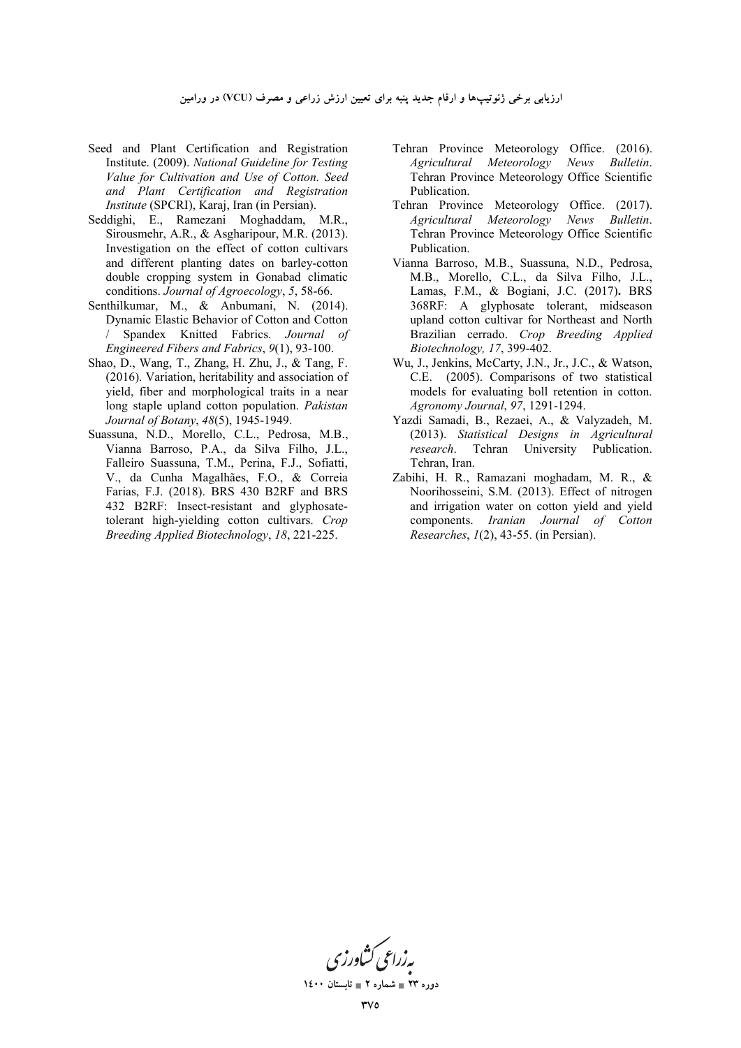Seed and Plant Certification and Registration Institute. (2009). *National Guideline for Testing Value for Cultivation and Use of Cotton. Seed and Plant Certification and Registration Institute* (SPCRI), Karaj, Iran (in Persian).

Seddighi, E., Ramezani Moghaddam, M.R., Sirousmehr, A.R., & Asgharipour, M.R. (2013). Investigation on the effect of cotton cultivars and different planting dates on barley-cotton double cropping system in Gonabad climatic conditions. *Journal of Agroecology*, *5*, 58-66.

Senthilkumar, M., & Anbumani, N. (2014). Dynamic Elastic Behavior of Cotton and Cotton / Spandex Knitted Fabrics. *Journal of Engineered Fibers and Fabrics*, *9*(1), 93-100.

Shao, D., Wang, T., Zhang, H. Zhu, J., & Tang, F. (2016). Variation, heritability and association of yield, fiber and morphological traits in a near long staple upland cotton population. *Pakistan Journal of Botany*, *48*(5), 1945-1949.

Suassuna, N.D., Morello, C.L., Pedrosa, M.B., Vianna Barroso, P.A., da Silva Filho, J.L., Falleiro Suassuna, T.M., Perina, F.J., Sofiatti, V., da Cunha Magalhães, F.O., & Correia Farias, F.J. (2018). BRS 430 B2RF and BRS 432 B2RF: Insect-resistant and glyphosate-tolerant high-yielding cotton cultivars. *Crop Breeding Applied Biotechnology*, *18*, 221-225.

Tehran Province Meteorology Office. (2016). *Agricultural Meteorology News Bulletin*. Tehran Province Meteorology Office Scientific Publication.

Tehran Province Meteorology Office. (2017). *Agricultural Meteorology News Bulletin*. Tehran Province Meteorology Office Scientific Publication.

Vianna Barroso, M.B., Suassuna, N.D., Pedrosa, M.B., Morello, C.L., da Silva Filho, J.L., Lamas, F.M., & Bogiani, J.C. (2017). BRS 368RF: A glyphosate tolerant, midseason upland cotton cultivar for Northeast and North Brazilian cerrado. *Crop Breeding Applied Biotechnology, 17*, 399-402.

Wu, J., Jenkins, McCarty, J.N., Jr., J.C., & Watson, C.E. (2005). Comparisons of two statistical models for evaluating boll retention in cotton. *Agronomy Journal*, *97*, 1291-1294.

Yazdi Samadi, B., Rezaei, A., & Valyzadeh, M. (2013). *Statistical Designs in Agricultural research*. Tehran University Publication. Tehran, Iran.

Zabihi, H. R., Ramazani moghadam, M. R., & Noorihosseini, S.M. (2013). Effect of nitrogen and irrigation water on cotton yield and yield components. *Iranian Journal of Cotton Researches*, *1*(2), 43-55. (in Persian).